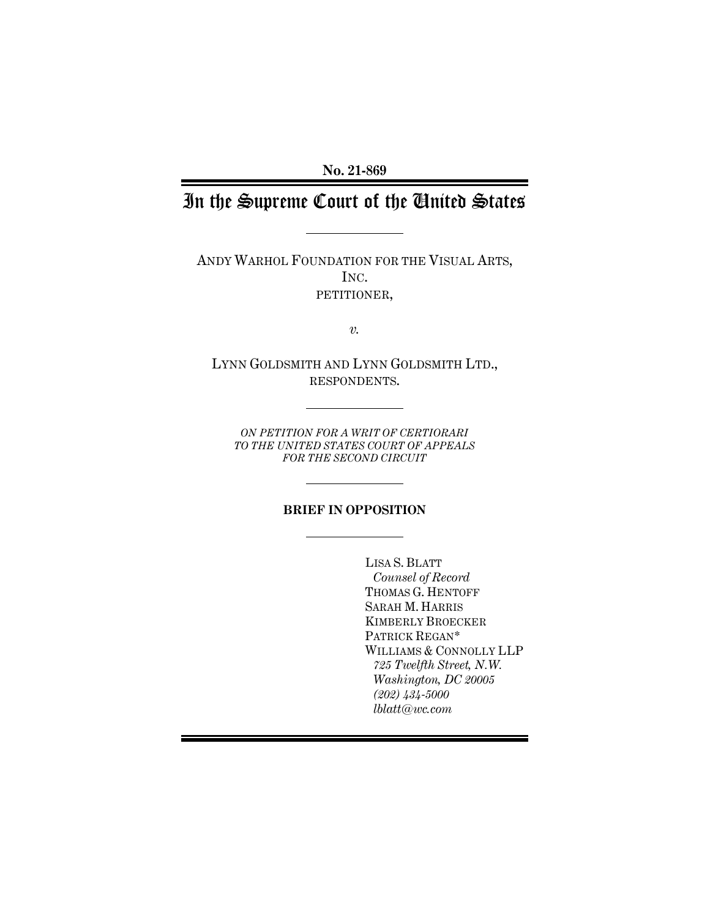**No. 21-869**

# In the Supreme Court of the United States

ANDY WARHOL FOUNDATION FOR THE VISUAL ARTS, INC.
PETITIONER,

*v.*

LYNN GOLDSMITH AND LYNN GOLDSMITH LTD.,
RESPONDENTS.

*ON PETITION FOR A WRIT OF CERTIORARI TO THE UNITED STATES COURT OF APPEALS FOR THE SECOND CIRCUIT*

**BRIEF IN OPPOSITION**

LISA S. BLATT
*Counsel of Record*
THOMAS G. HENTOFF
SARAH M. HARRIS
KIMBERLY BROECKER
PATRICK REGAN*
WILLIAMS & CONNOLLY LLP
*725 Twelfth Street, N.W.*
*Washington, DC 20005*
*(202) 434-5000*
*lblatt@wc.com*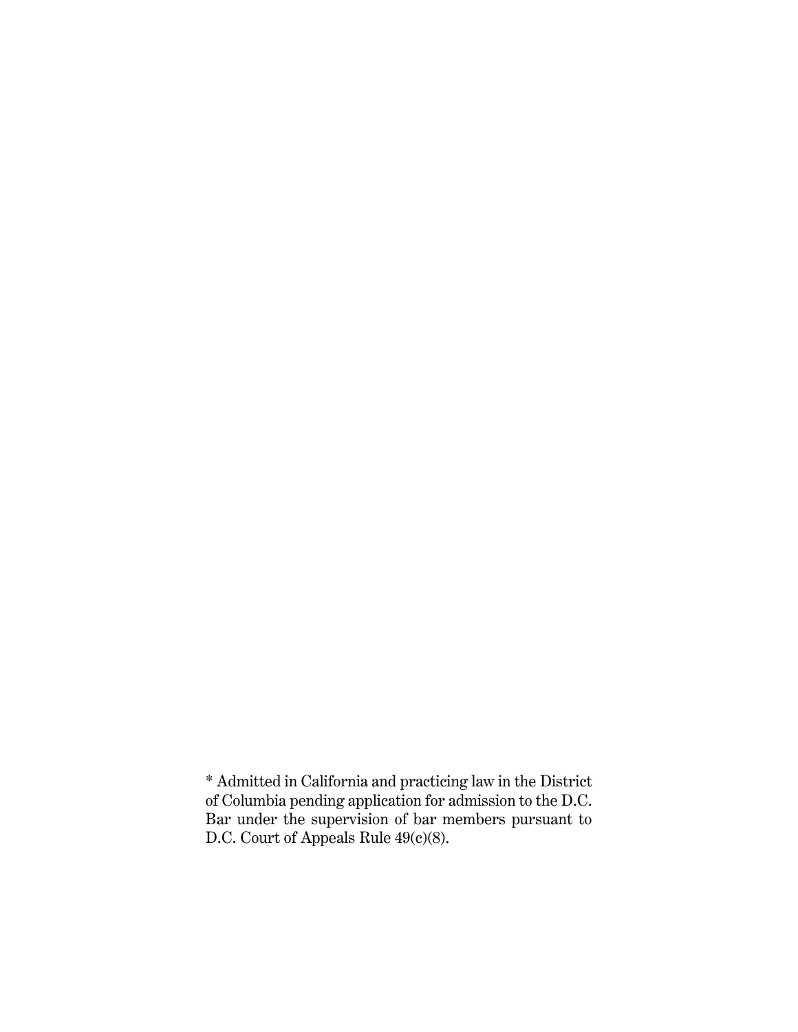* Admitted in California and practicing law in the District of Columbia pending application for admission to the D.C. Bar under the supervision of bar members pursuant to D.C. Court of Appeals Rule 49(c)(8).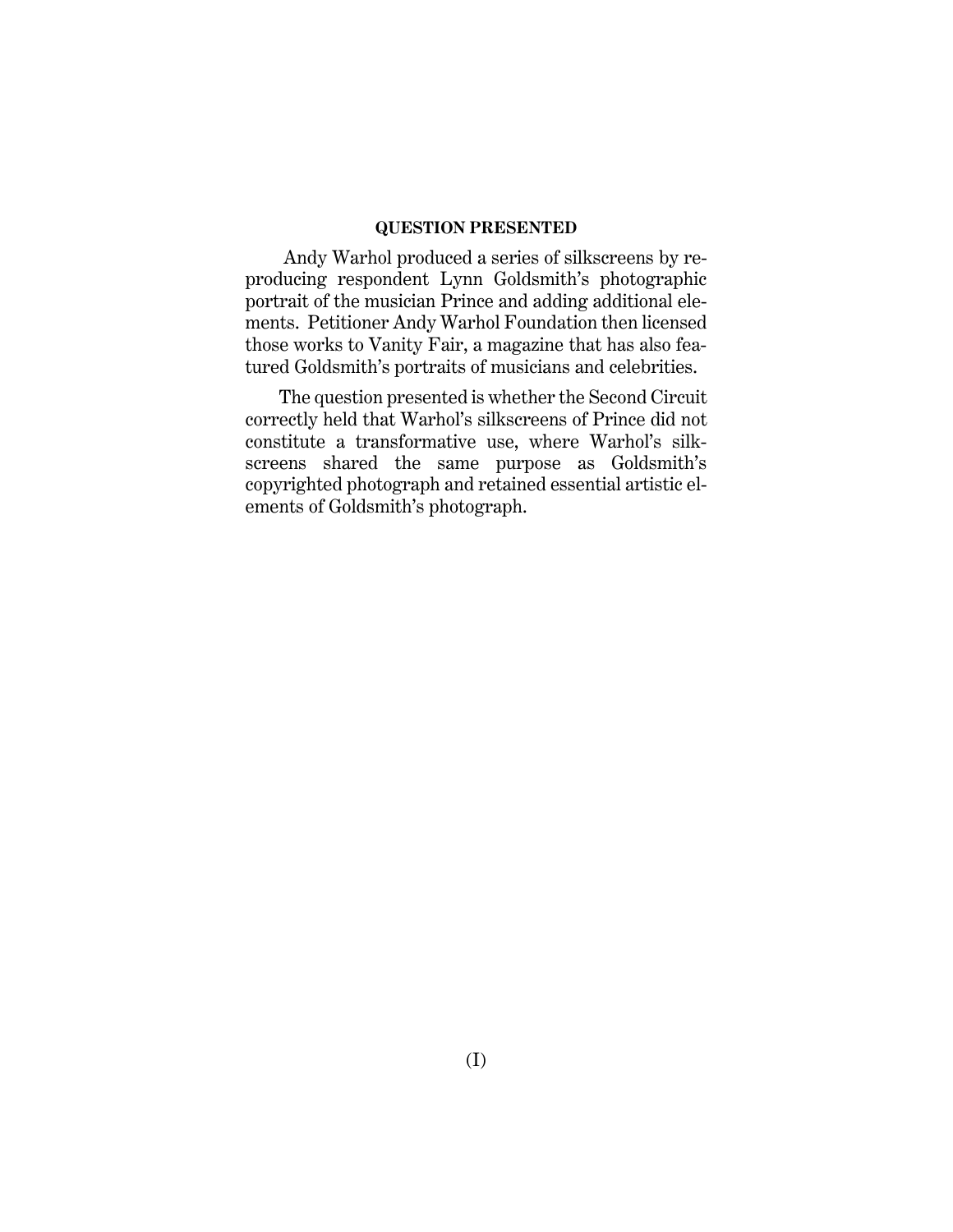## QUESTION PRESENTED

Andy Warhol produced a series of silkscreens by reproducing respondent Lynn Goldsmith's photographic portrait of the musician Prince and adding additional elements. Petitioner Andy Warhol Foundation then licensed those works to Vanity Fair, a magazine that has also featured Goldsmith's portraits of musicians and celebrities.

The question presented is whether the Second Circuit correctly held that Warhol's silkscreens of Prince did not constitute a transformative use, where Warhol's silkscreens shared the same purpose as Goldsmith's copyrighted photograph and retained essential artistic elements of Goldsmith's photograph.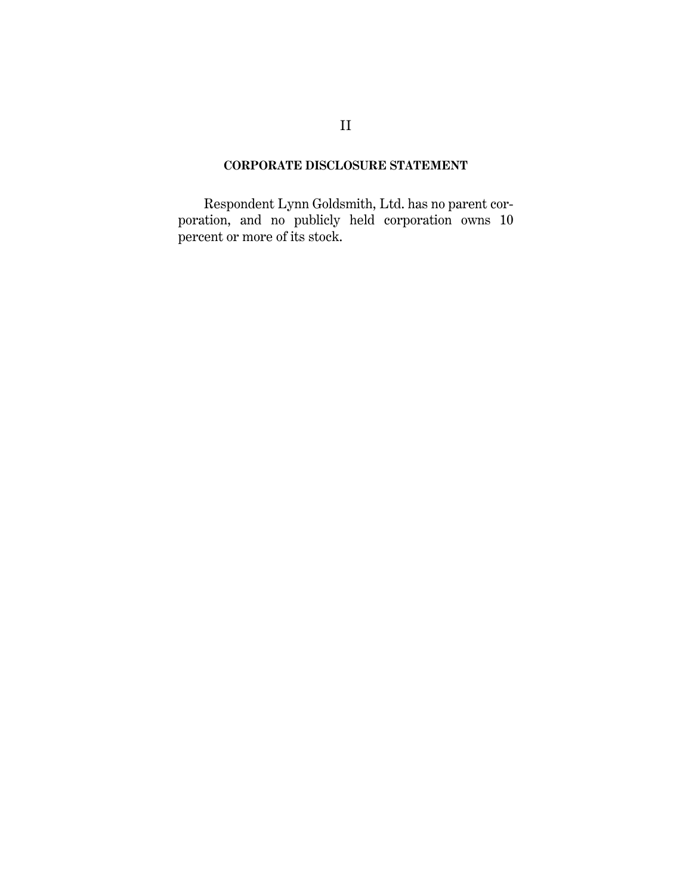## CORPORATE DISCLOSURE STATEMENT

Respondent Lynn Goldsmith, Ltd. has no parent corporation, and no publicly held corporation owns 10 percent or more of its stock.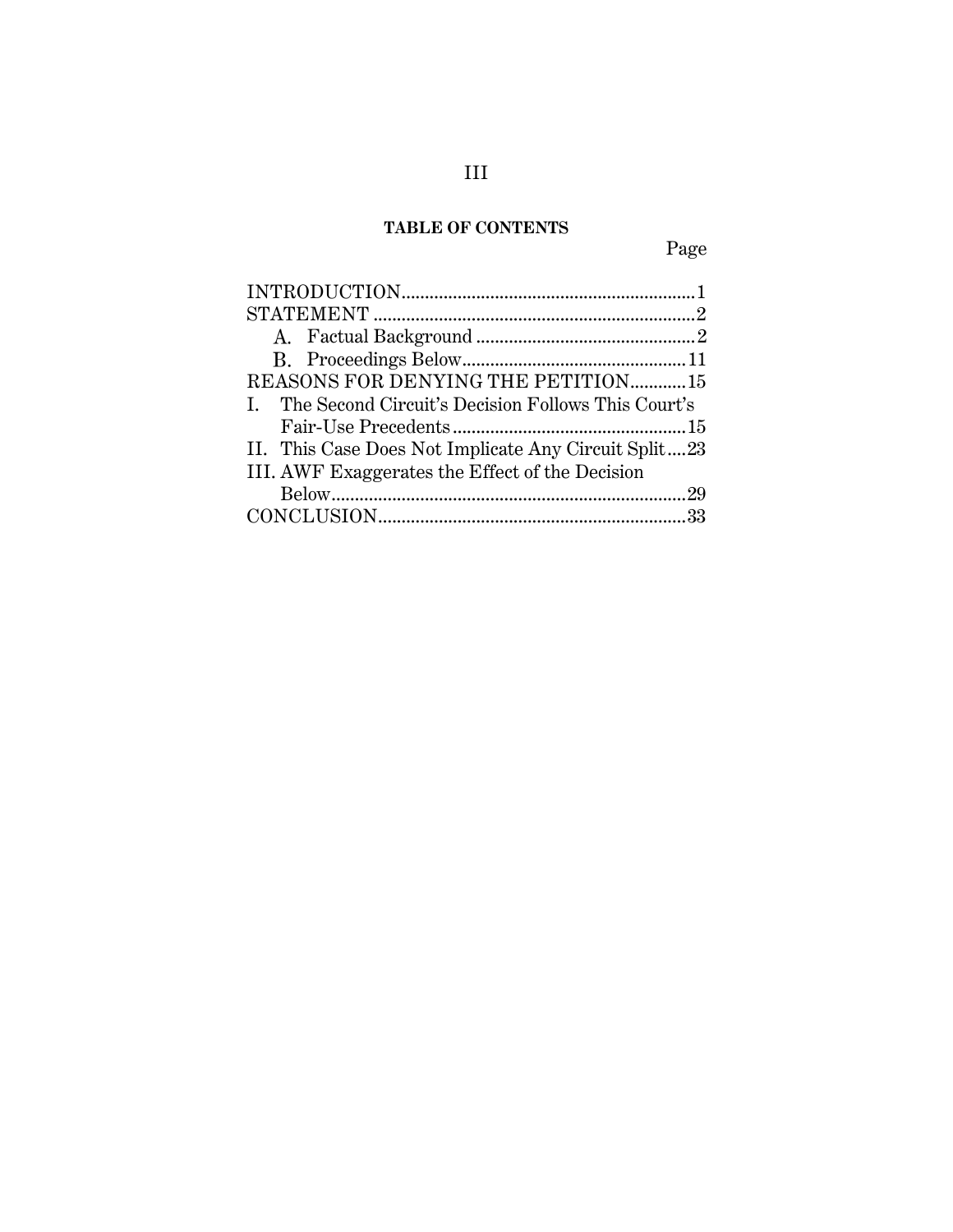**TABLE OF CONTENTS**

| | Page |
|---|---|
| INTRODUCTION | 1 |
| STATEMENT | 2 |
| A. Factual Background | 2 |
| B. Proceedings Below | 11 |
| REASONS FOR DENYING THE PETITION | 15 |
| I. The Second Circuit's Decision Follows This Court's Fair-Use Precedents | 15 |
| II. This Case Does Not Implicate Any Circuit Split | 23 |
| III. AWF Exaggerates the Effect of the Decision Below | 29 |
| CONCLUSION | 33 |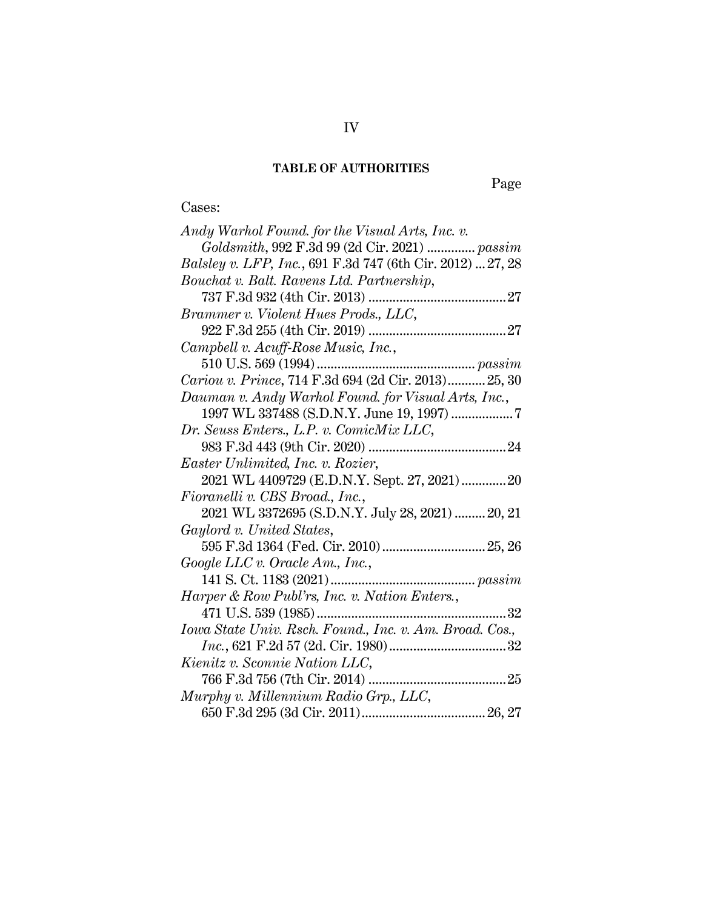## TABLE OF AUTHORITIES

Page

Cases:

*Andy Warhol Found. for the Visual Arts, Inc. v. Goldsmith*, 992 F.3d 99 (2d Cir. 2021) ............. *passim*

*Balsley v. LFP, Inc.*, 691 F.3d 747 (6th Cir. 2012) ... 27, 28

*Bouchat v. Balt. Ravens Ltd. Partnership*, 737 F.3d 932 (4th Cir. 2013) ........................................ 27

*Brammer v. Violent Hues Prods., LLC*, 922 F.3d 255 (4th Cir. 2019) ........................................ 27

*Campbell v. Acuff-Rose Music, Inc.*, 510 U.S. 569 (1994) ............................................. *passim*

*Cariou v. Prince*, 714 F.3d 694 (2d Cir. 2013) ........... 25, 30

*Dauman v. Andy Warhol Found. for Visual Arts, Inc.*, 1997 WL 337488 (S.D.N.Y. June 19, 1997) .................. 7

*Dr. Seuss Enters., L.P. v. ComicMix LLC*, 983 F.3d 443 (9th Cir. 2020) ........................................ 24

*Easter Unlimited, Inc. v. Rozier*, 2021 WL 4409729 (E.D.N.Y. Sept. 27, 2021) ............. 20

*Fioranelli v. CBS Broad., Inc.*, 2021 WL 3372695 (S.D.N.Y. July 28, 2021) ......... 20, 21

*Gaylord v. United States*, 595 F.3d 1364 (Fed. Cir. 2010) .............................. 25, 26

*Google LLC v. Oracle Am., Inc.*, 141 S. Ct. 1183 (2021) .......................................... *passim*

*Harper & Row Publ'rs, Inc. v. Nation Enters.*, 471 U.S. 539 (1985) ....................................................... 32

*Iowa State Univ. Rsch. Found., Inc. v. Am. Broad. Cos., Inc.*, 621 F.2d 57 (2d. Cir. 1980) .................................. 32

*Kienitz v. Sconnie Nation LLC*, 766 F.3d 756 (7th Cir. 2014) ........................................ 25

*Murphy v. Millennium Radio Grp., LLC*, 650 F.3d 295 (3d Cir. 2011) .................................... 26, 27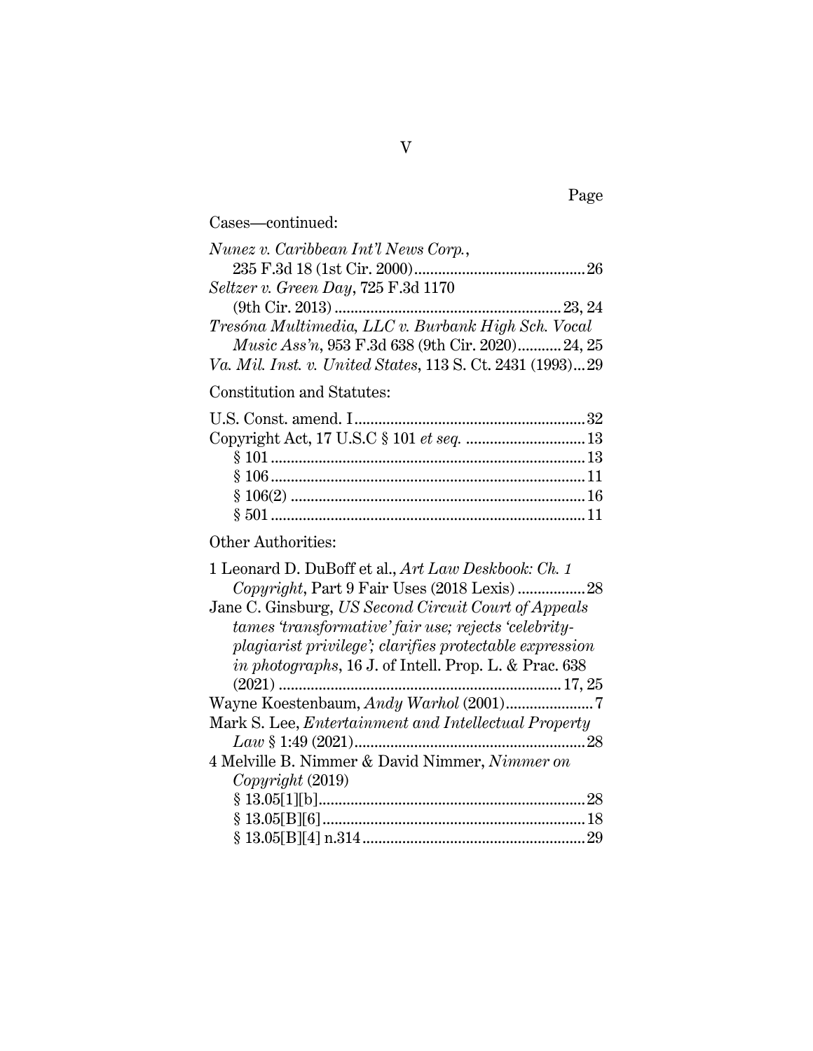Page

Cases—continued:

*Nunez v. Caribbean Int'l News Corp.*, 235 F.3d 18 (1st Cir. 2000) .......... 26

*Seltzer v. Green Day*, 725 F.3d 1170 (9th Cir. 2013) .......... 23, 24

*Tresóna Multimedia, LLC v. Burbank High Sch. Vocal Music Ass'n*, 953 F.3d 638 (9th Cir. 2020) .......... 24, 25

*Va. Mil. Inst. v. United States*, 113 S. Ct. 2431 (1993) ... 29

Constitution and Statutes:

U.S. Const. amend. I .......... 32

Copyright Act, 17 U.S.C § 101 *et seq.* .......... 13

- § 101 .......... 13
- § 106 .......... 11
- § 106(2) .......... 16
- § 501 .......... 11

Other Authorities:

1 Leonard D. DuBoff et al., *Art Law Deskbook: Ch. 1 Copyright*, Part 9 Fair Uses (2018 Lexis) .......... 28

Jane C. Ginsburg, *US Second Circuit Court of Appeals tames 'transformative' fair use; rejects 'celebrity-plagiarist privilege'; clarifies protectable expression in photographs*, 16 J. of Intell. Prop. L. & Prac. 638 (2021) .......... 17, 25

Wayne Koestenbaum, *Andy Warhol* (2001) .......... 7

Mark S. Lee, *Entertainment and Intellectual Property Law* § 1:49 (2021) .......... 28

4 Melville B. Nimmer & David Nimmer, *Nimmer on Copyright* (2019)

- § 13.05[1][b] .......... 28
- § 13.05[B][6] .......... 18
- § 13.05[B][4] n.314 .......... 29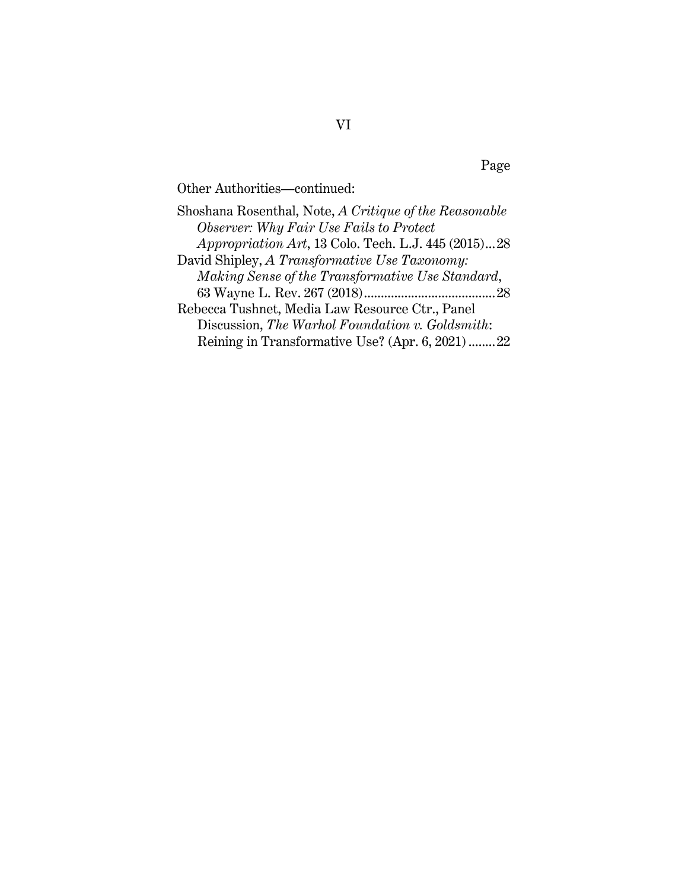Page

Other Authorities—continued:

Shoshana Rosenthal, Note, *A Critique of the Reasonable Observer: Why Fair Use Fails to Protect Appropriation Art*, 13 Colo. Tech. L.J. 445 (2015)...28

David Shipley, *A Transformative Use Taxonomy: Making Sense of the Transformative Use Standard*, 63 Wayne L. Rev. 267 (2018).......................................28

Rebecca Tushnet, Media Law Resource Ctr., Panel Discussion, *The Warhol Foundation v. Goldsmith*: Reining in Transformative Use? (Apr. 6, 2021)........22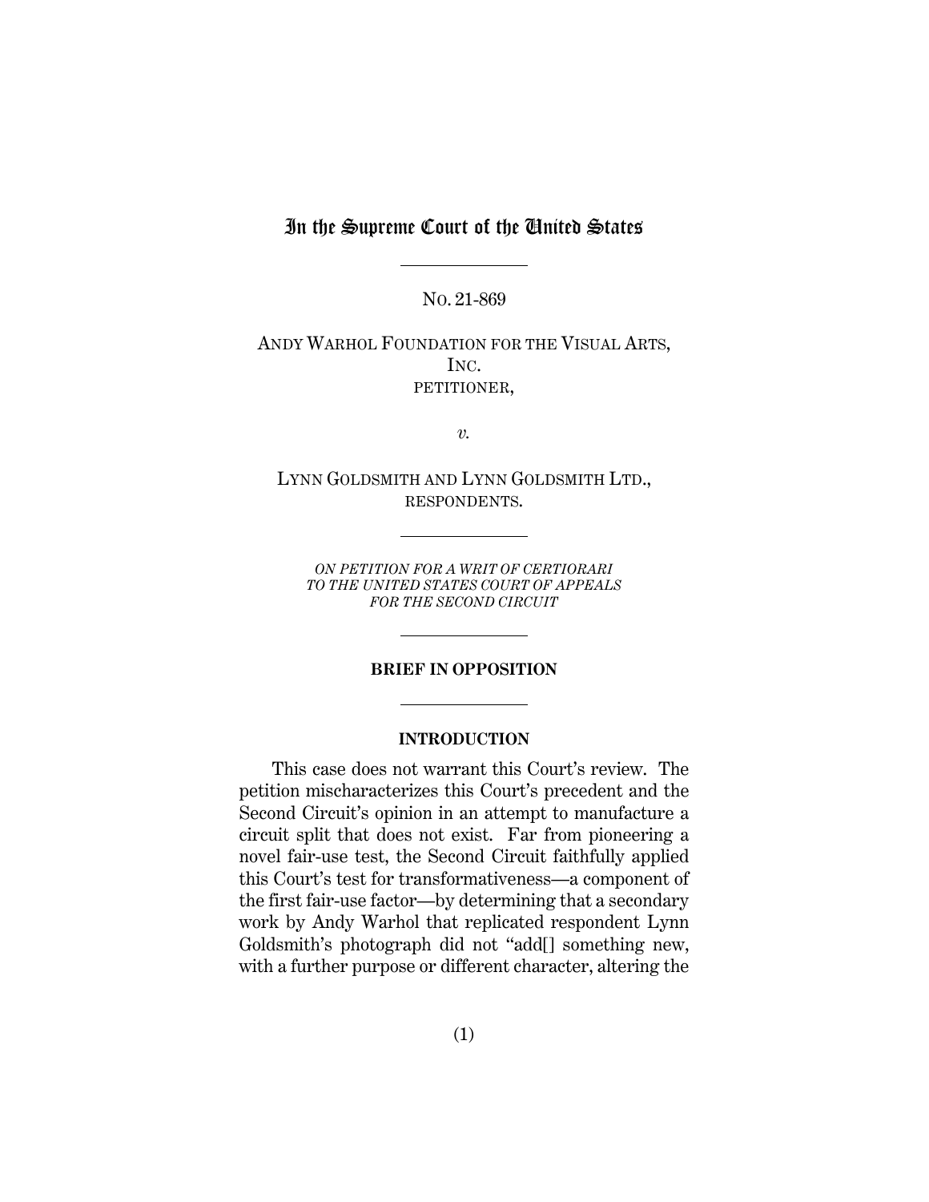# In the Supreme Court of the United States

NO. 21-869

ANDY WARHOL FOUNDATION FOR THE VISUAL ARTS, INC.
PETITIONER,

*v.*

LYNN GOLDSMITH AND LYNN GOLDSMITH LTD.,
RESPONDENTS.

*ON PETITION FOR A WRIT OF CERTIORARI TO THE UNITED STATES COURT OF APPEALS FOR THE SECOND CIRCUIT*

**BRIEF IN OPPOSITION**

**INTRODUCTION**

This case does not warrant this Court's review. The petition mischaracterizes this Court's precedent and the Second Circuit's opinion in an attempt to manufacture a circuit split that does not exist. Far from pioneering a novel fair-use test, the Second Circuit faithfully applied this Court's test for transformativeness—a component of the first fair-use factor—by determining that a secondary work by Andy Warhol that replicated respondent Lynn Goldsmith's photograph did not "add[] something new, with a further purpose or different character, altering the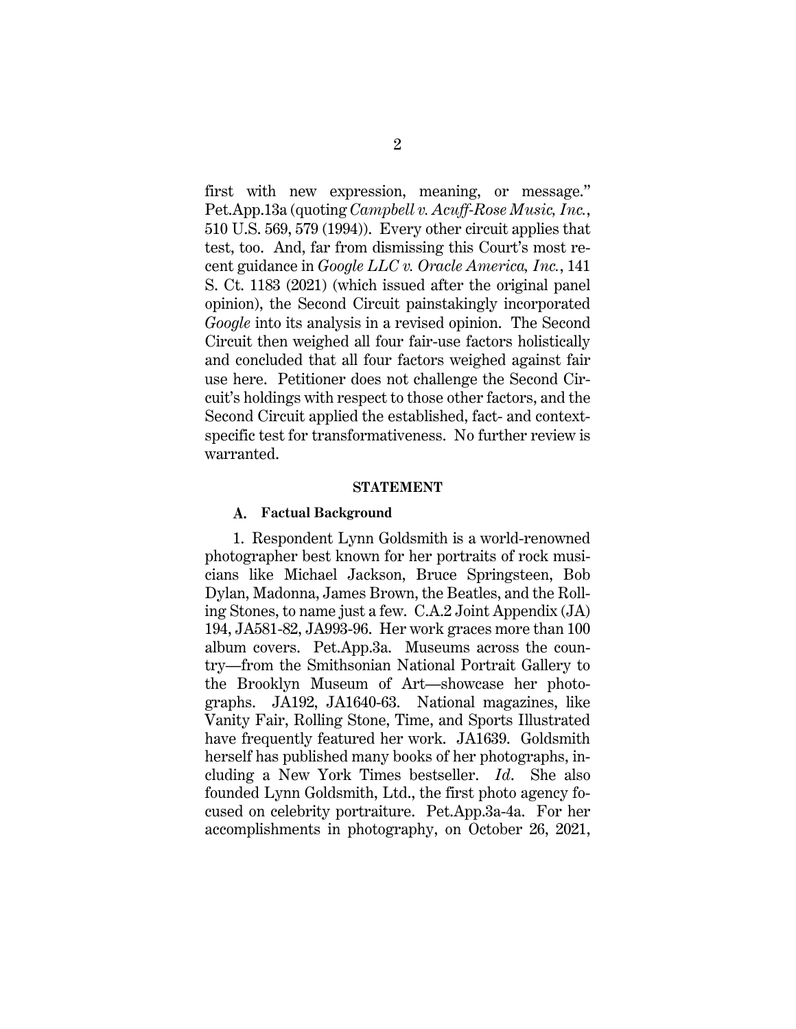first with new expression, meaning, or message." Pet.App.13a (quoting *Campbell v. Acuff-Rose Music, Inc.*, 510 U.S. 569, 579 (1994)). Every other circuit applies that test, too. And, far from dismissing this Court's most recent guidance in *Google LLC v. Oracle America, Inc.*, 141 S. Ct. 1183 (2021) (which issued after the original panel opinion), the Second Circuit painstakingly incorporated *Google* into its analysis in a revised opinion. The Second Circuit then weighed all four fair-use factors holistically and concluded that all four factors weighed against fair use here. Petitioner does not challenge the Second Circuit's holdings with respect to those other factors, and the Second Circuit applied the established, fact- and context-specific test for transformativeness. No further review is warranted.

## STATEMENT

### A. Factual Background

1. Respondent Lynn Goldsmith is a world-renowned photographer best known for her portraits of rock musicians like Michael Jackson, Bruce Springsteen, Bob Dylan, Madonna, James Brown, the Beatles, and the Rolling Stones, to name just a few. C.A.2 Joint Appendix (JA) 194, JA581-82, JA993-96. Her work graces more than 100 album covers. Pet.App.3a. Museums across the country—from the Smithsonian National Portrait Gallery to the Brooklyn Museum of Art—showcase her photographs. JA192, JA1640-63. National magazines, like Vanity Fair, Rolling Stone, Time, and Sports Illustrated have frequently featured her work. JA1639. Goldsmith herself has published many books of her photographs, including a New York Times bestseller. *Id*. She also founded Lynn Goldsmith, Ltd., the first photo agency focused on celebrity portraiture. Pet.App.3a-4a. For her accomplishments in photography, on October 26, 2021,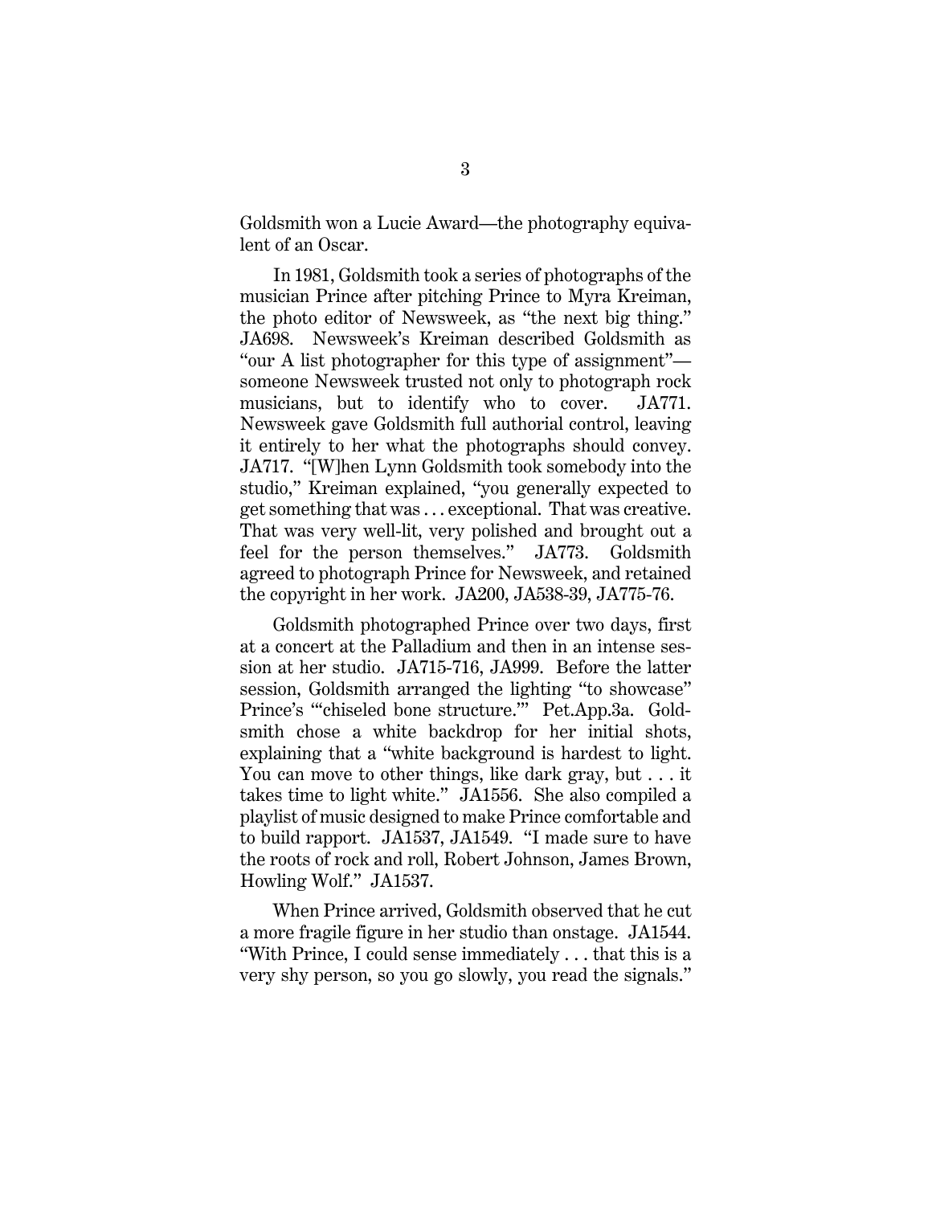Goldsmith won a Lucie Award—the photography equivalent of an Oscar.

In 1981, Goldsmith took a series of photographs of the musician Prince after pitching Prince to Myra Kreiman, the photo editor of Newsweek, as "the next big thing." JA698. Newsweek's Kreiman described Goldsmith as "our A list photographer for this type of assignment"—someone Newsweek trusted not only to photograph rock musicians, but to identify who to cover. JA771. Newsweek gave Goldsmith full authorial control, leaving it entirely to her what the photographs should convey. JA717. "[W]hen Lynn Goldsmith took somebody into the studio," Kreiman explained, "you generally expected to get something that was . . . exceptional. That was creative. That was very well-lit, very polished and brought out a feel for the person themselves." JA773. Goldsmith agreed to photograph Prince for Newsweek, and retained the copyright in her work. JA200, JA538-39, JA775-76.

Goldsmith photographed Prince over two days, first at a concert at the Palladium and then in an intense session at her studio. JA715-716, JA999. Before the latter session, Goldsmith arranged the lighting "to showcase" Prince's "'chiseled bone structure.'" Pet.App.3a. Goldsmith chose a white backdrop for her initial shots, explaining that a "white background is hardest to light. You can move to other things, like dark gray, but . . . it takes time to light white." JA1556. She also compiled a playlist of music designed to make Prince comfortable and to build rapport. JA1537, JA1549. "I made sure to have the roots of rock and roll, Robert Johnson, James Brown, Howling Wolf." JA1537.

When Prince arrived, Goldsmith observed that he cut a more fragile figure in her studio than onstage. JA1544. "With Prince, I could sense immediately . . . that this is a very shy person, so you go slowly, you read the signals."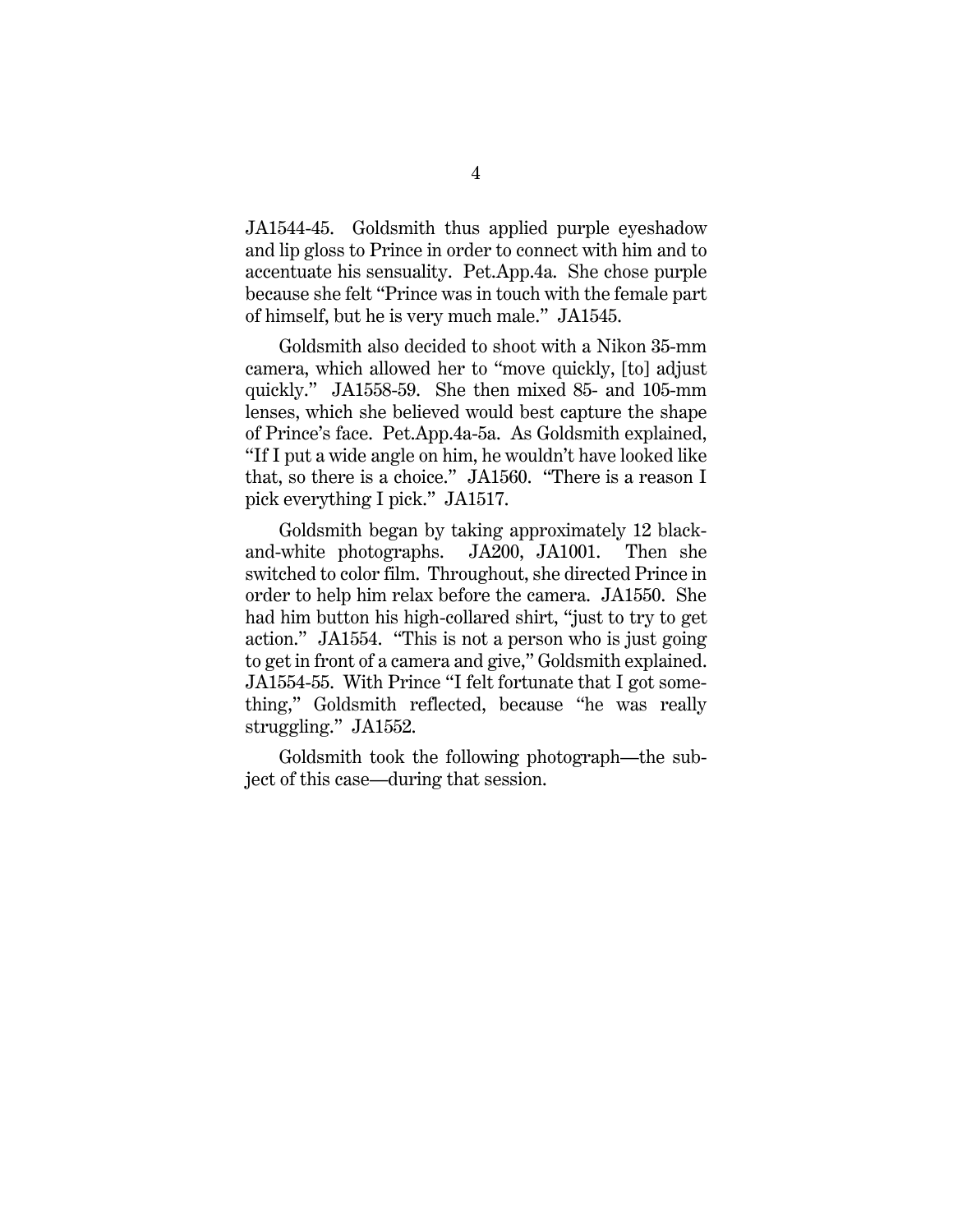JA1544-45. Goldsmith thus applied purple eyeshadow and lip gloss to Prince in order to connect with him and to accentuate his sensuality. Pet.App.4a. She chose purple because she felt "Prince was in touch with the female part of himself, but he is very much male." JA1545.

Goldsmith also decided to shoot with a Nikon 35-mm camera, which allowed her to "move quickly, [to] adjust quickly." JA1558-59. She then mixed 85- and 105-mm lenses, which she believed would best capture the shape of Prince's face. Pet.App.4a-5a. As Goldsmith explained, "If I put a wide angle on him, he wouldn't have looked like that, so there is a choice." JA1560. "There is a reason I pick everything I pick." JA1517.

Goldsmith began by taking approximately 12 black-and-white photographs. JA200, JA1001. Then she switched to color film. Throughout, she directed Prince in order to help him relax before the camera. JA1550. She had him button his high-collared shirt, "just to try to get action." JA1554. "This is not a person who is just going to get in front of a camera and give," Goldsmith explained. JA1554-55. With Prince "I felt fortunate that I got something," Goldsmith reflected, because "he was really struggling." JA1552.

Goldsmith took the following photograph—the subject of this case—during that session.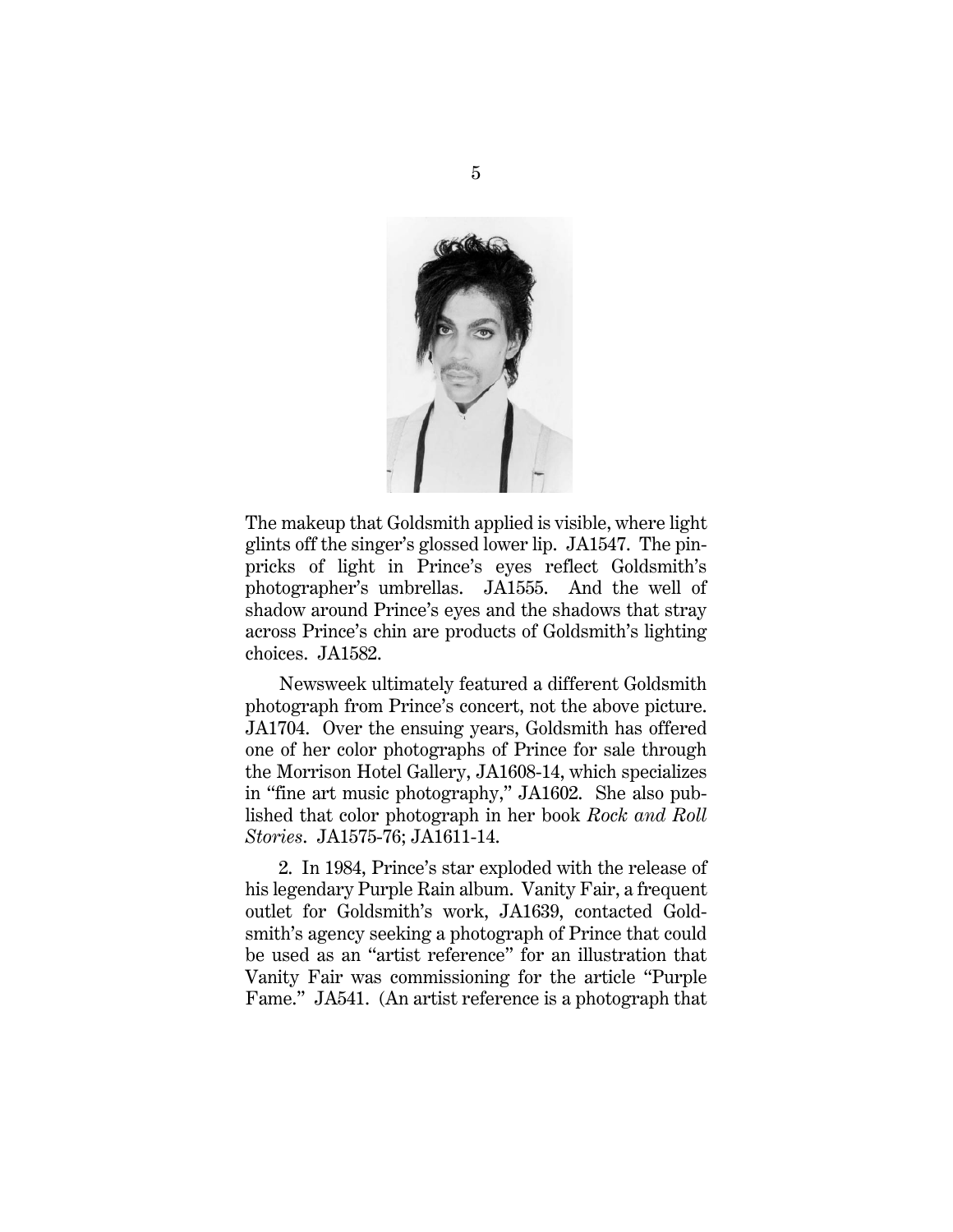The makeup that Goldsmith applied is visible, where light glints off the singer's glossed lower lip. JA1547. The pinpricks of light in Prince's eyes reflect Goldsmith's photographer's umbrellas. JA1555. And the well of shadow around Prince's eyes and the shadows that stray across Prince's chin are products of Goldsmith's lighting choices. JA1582.

Newsweek ultimately featured a different Goldsmith photograph from Prince's concert, not the above picture. JA1704. Over the ensuing years, Goldsmith has offered one of her color photographs of Prince for sale through the Morrison Hotel Gallery, JA1608-14, which specializes in "fine art music photography," JA1602. She also published that color photograph in her book *Rock and Roll Stories*. JA1575-76; JA1611-14.

2. In 1984, Prince's star exploded with the release of his legendary Purple Rain album. Vanity Fair, a frequent outlet for Goldsmith's work, JA1639, contacted Goldsmith's agency seeking a photograph of Prince that could be used as an "artist reference" for an illustration that Vanity Fair was commissioning for the article "Purple Fame." JA541. (An artist reference is a photograph that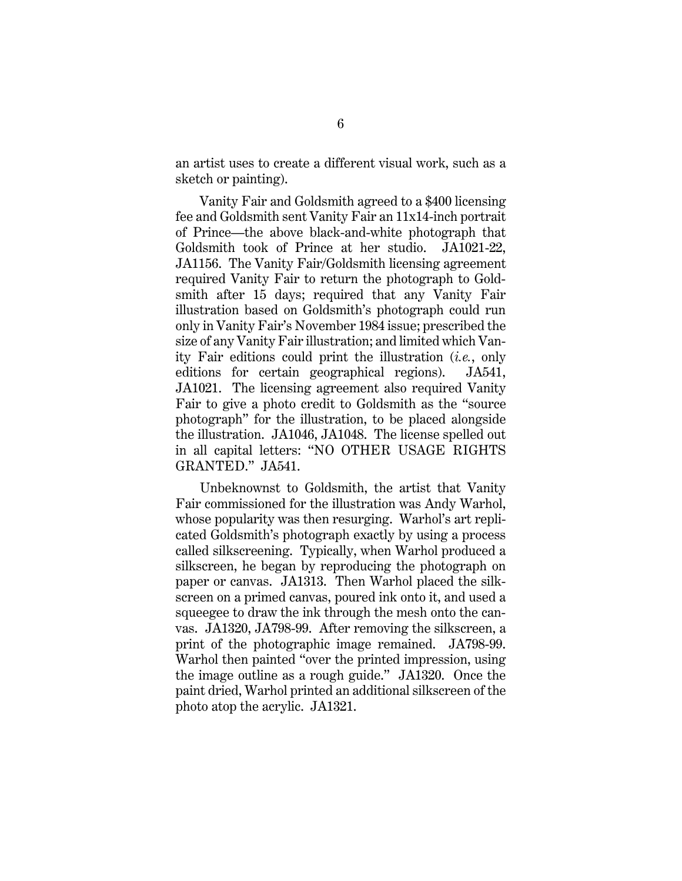an artist uses to create a different visual work, such as a sketch or painting).

Vanity Fair and Goldsmith agreed to a $400 licensing fee and Goldsmith sent Vanity Fair an 11x14-inch portrait of Prince—the above black-and-white photograph that Goldsmith took of Prince at her studio. JA1021-22, JA1156. The Vanity Fair/Goldsmith licensing agreement required Vanity Fair to return the photograph to Goldsmith after 15 days; required that any Vanity Fair illustration based on Goldsmith's photograph could run only in Vanity Fair's November 1984 issue; prescribed the size of any Vanity Fair illustration; and limited which Vanity Fair editions could print the illustration (*i.e.*, only editions for certain geographical regions). JA541, JA1021. The licensing agreement also required Vanity Fair to give a photo credit to Goldsmith as the "source photograph" for the illustration, to be placed alongside the illustration. JA1046, JA1048. The license spelled out in all capital letters: "NO OTHER USAGE RIGHTS GRANTED." JA541.

Unbeknownst to Goldsmith, the artist that Vanity Fair commissioned for the illustration was Andy Warhol, whose popularity was then resurging. Warhol's art replicated Goldsmith's photograph exactly by using a process called silkscreening. Typically, when Warhol produced a silkscreen, he began by reproducing the photograph on paper or canvas. JA1313. Then Warhol placed the silkscreen on a primed canvas, poured ink onto it, and used a squeegee to draw the ink through the mesh onto the canvas. JA1320, JA798-99. After removing the silkscreen, a print of the photographic image remained. JA798-99. Warhol then painted "over the printed impression, using the image outline as a rough guide." JA1320. Once the paint dried, Warhol printed an additional silkscreen of the photo atop the acrylic. JA1321.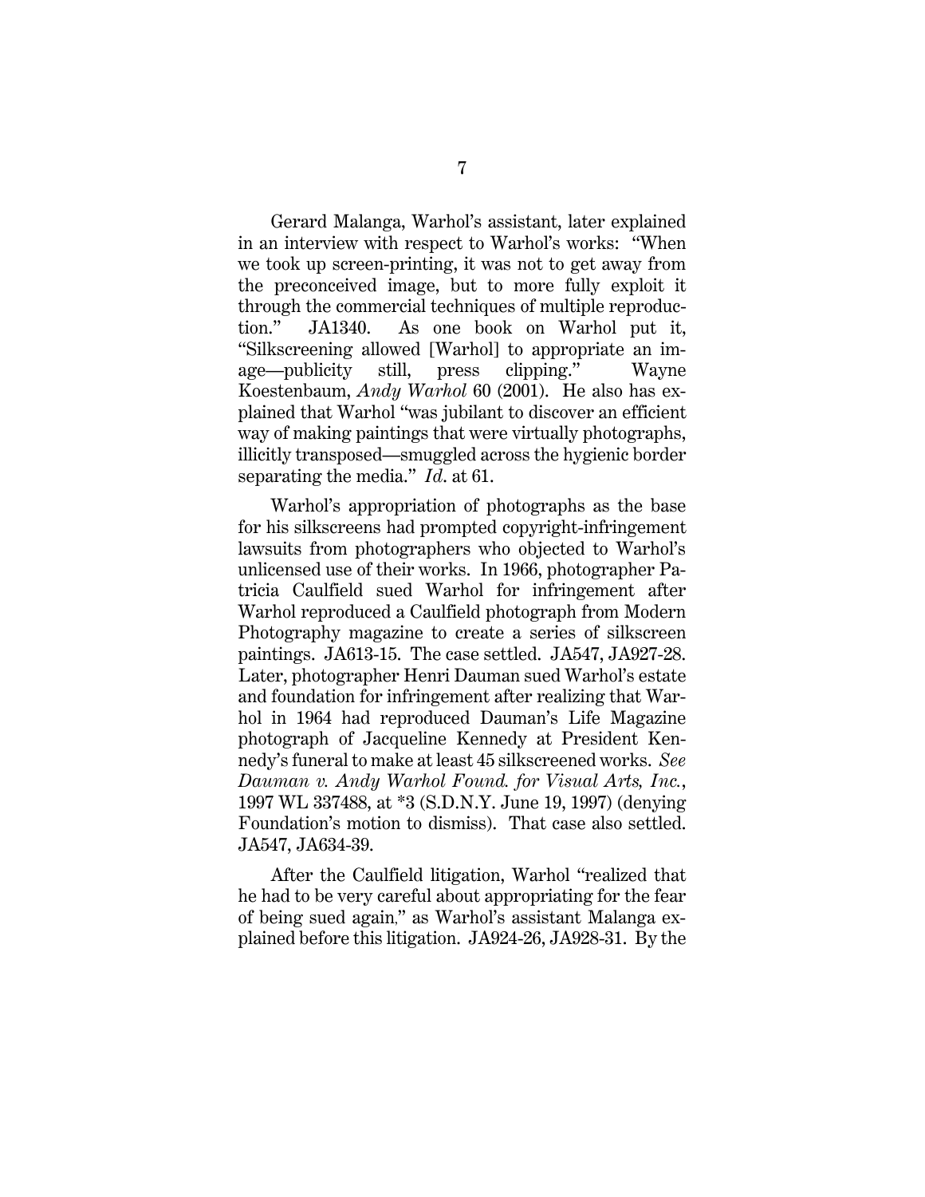Gerard Malanga, Warhol's assistant, later explained in an interview with respect to Warhol's works: "When we took up screen-printing, it was not to get away from the preconceived image, but to more fully exploit it through the commercial techniques of multiple reproduction." JA1340. As one book on Warhol put it, "Silkscreening allowed [Warhol] to appropriate an image—publicity still, press clipping." Wayne Koestenbaum, *Andy Warhol* 60 (2001). He also has explained that Warhol "was jubilant to discover an efficient way of making paintings that were virtually photographs, illicitly transposed—smuggled across the hygienic border separating the media." *Id.* at 61.

Warhol's appropriation of photographs as the base for his silkscreens had prompted copyright-infringement lawsuits from photographers who objected to Warhol's unlicensed use of their works. In 1966, photographer Patricia Caulfield sued Warhol for infringement after Warhol reproduced a Caulfield photograph from Modern Photography magazine to create a series of silkscreen paintings. JA613-15. The case settled. JA547, JA927-28. Later, photographer Henri Dauman sued Warhol's estate and foundation for infringement after realizing that Warhol in 1964 had reproduced Dauman's Life Magazine photograph of Jacqueline Kennedy at President Kennedy's funeral to make at least 45 silkscreened works. *See Dauman v. Andy Warhol Found. for Visual Arts, Inc.*, 1997 WL 337488, at *3 (S.D.N.Y. June 19, 1997) (denying Foundation's motion to dismiss). That case also settled. JA547, JA634-39.

After the Caulfield litigation, Warhol "realized that he had to be very careful about appropriating for the fear of being sued again," as Warhol's assistant Malanga explained before this litigation. JA924-26, JA928-31. By the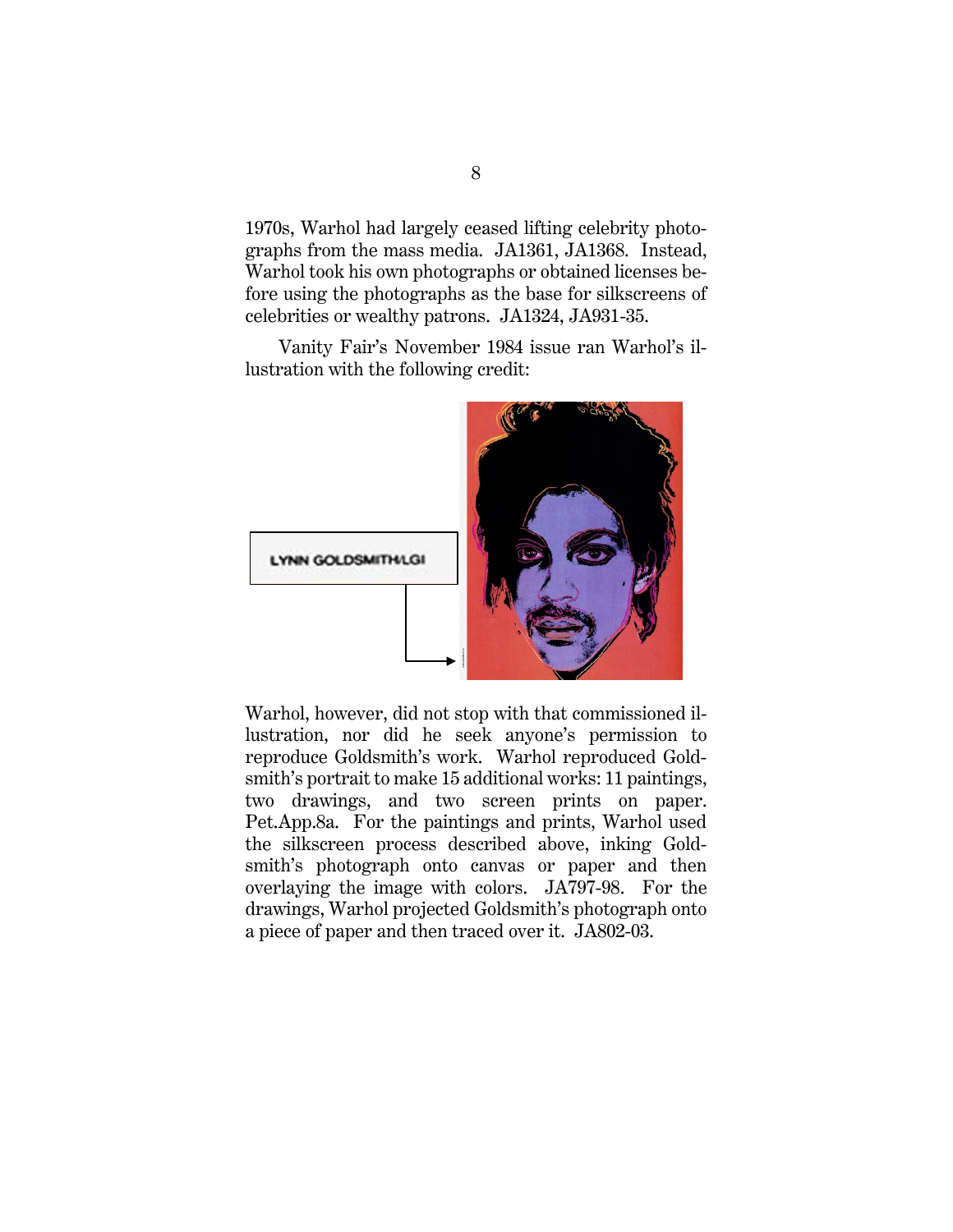1970s, Warhol had largely ceased lifting celebrity photographs from the mass media. JA1361, JA1368. Instead, Warhol took his own photographs or obtained licenses before using the photographs as the base for silkscreens of celebrities or wealthy patrons. JA1324, JA931-35.

Vanity Fair's November 1984 issue ran Warhol's illustration with the following credit:

LYNN GOLDSMITH/LGI

Warhol, however, did not stop with that commissioned illustration, nor did he seek anyone's permission to reproduce Goldsmith's work. Warhol reproduced Goldsmith's portrait to make 15 additional works: 11 paintings, two drawings, and two screen prints on paper. Pet.App.8a. For the paintings and prints, Warhol used the silkscreen process described above, inking Goldsmith's photograph onto canvas or paper and then overlaying the image with colors. JA797-98. For the drawings, Warhol projected Goldsmith's photograph onto a piece of paper and then traced over it. JA802-03.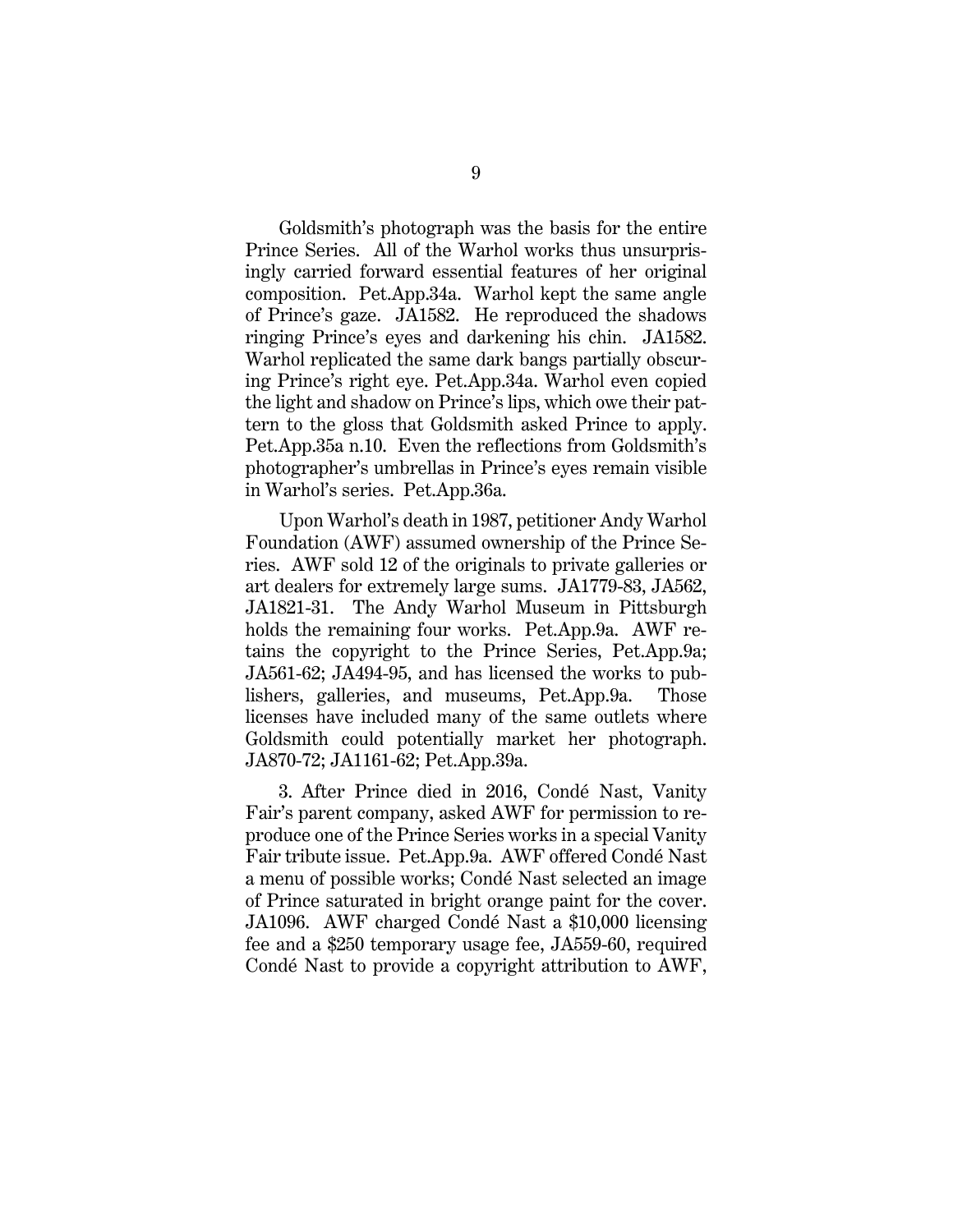Goldsmith's photograph was the basis for the entire Prince Series. All of the Warhol works thus unsurprisingly carried forward essential features of her original composition. Pet.App.34a. Warhol kept the same angle of Prince's gaze. JA1582. He reproduced the shadows ringing Prince's eyes and darkening his chin. JA1582. Warhol replicated the same dark bangs partially obscuring Prince's right eye. Pet.App.34a. Warhol even copied the light and shadow on Prince's lips, which owe their pattern to the gloss that Goldsmith asked Prince to apply. Pet.App.35a n.10. Even the reflections from Goldsmith's photographer's umbrellas in Prince's eyes remain visible in Warhol's series. Pet.App.36a.

Upon Warhol's death in 1987, petitioner Andy Warhol Foundation (AWF) assumed ownership of the Prince Series. AWF sold 12 of the originals to private galleries or art dealers for extremely large sums. JA1779-83, JA562, JA1821-31. The Andy Warhol Museum in Pittsburgh holds the remaining four works. Pet.App.9a. AWF retains the copyright to the Prince Series, Pet.App.9a; JA561-62; JA494-95, and has licensed the works to publishers, galleries, and museums, Pet.App.9a. Those licenses have included many of the same outlets where Goldsmith could potentially market her photograph. JA870-72; JA1161-62; Pet.App.39a.

3. After Prince died in 2016, Condé Nast, Vanity Fair's parent company, asked AWF for permission to reproduce one of the Prince Series works in a special Vanity Fair tribute issue. Pet.App.9a. AWF offered Condé Nast a menu of possible works; Condé Nast selected an image of Prince saturated in bright orange paint for the cover. JA1096. AWF charged Condé Nast a $10,000 licensing fee and a $250 temporary usage fee, JA559-60, required Condé Nast to provide a copyright attribution to AWF,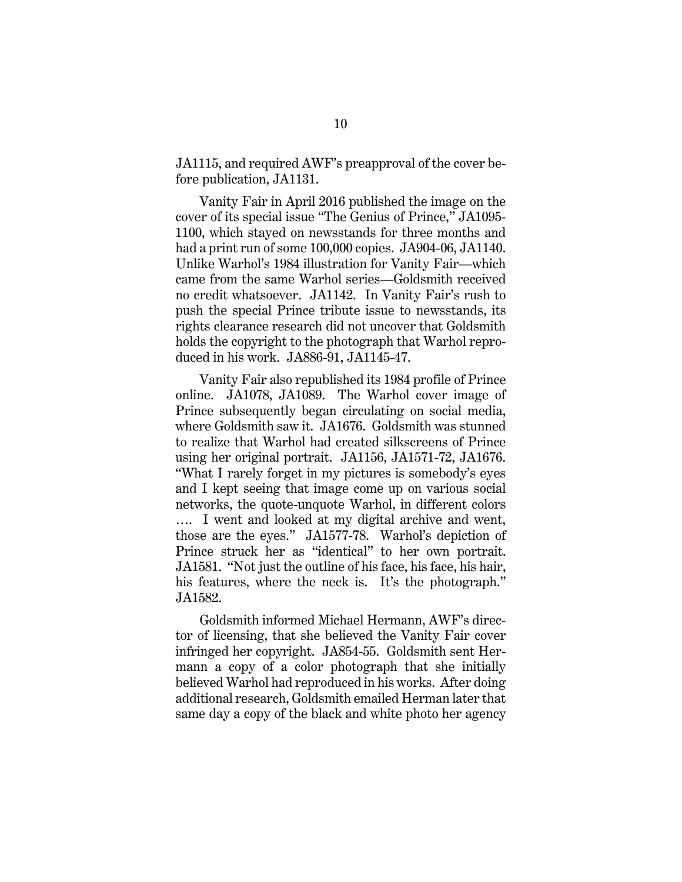JA1115, and required AWF's preapproval of the cover before publication, JA1131.

Vanity Fair in April 2016 published the image on the cover of its special issue "The Genius of Prince," JA1095-1100, which stayed on newsstands for three months and had a print run of some 100,000 copies. JA904-06, JA1140. Unlike Warhol's 1984 illustration for Vanity Fair—which came from the same Warhol series—Goldsmith received no credit whatsoever. JA1142. In Vanity Fair's rush to push the special Prince tribute issue to newsstands, its rights clearance research did not uncover that Goldsmith holds the copyright to the photograph that Warhol reproduced in his work. JA886-91, JA1145-47.

Vanity Fair also republished its 1984 profile of Prince online. JA1078, JA1089. The Warhol cover image of Prince subsequently began circulating on social media, where Goldsmith saw it. JA1676. Goldsmith was stunned to realize that Warhol had created silkscreens of Prince using her original portrait. JA1156, JA1571-72, JA1676. "What I rarely forget in my pictures is somebody's eyes and I kept seeing that image come up on various social networks, the quote-unquote Warhol, in different colors …. I went and looked at my digital archive and went, those are the eyes." JA1577-78. Warhol's depiction of Prince struck her as "identical" to her own portrait. JA1581. "Not just the outline of his face, his face, his hair, his features, where the neck is. It's the photograph." JA1582.

Goldsmith informed Michael Hermann, AWF's director of licensing, that she believed the Vanity Fair cover infringed her copyright. JA854-55. Goldsmith sent Hermann a copy of a color photograph that she initially believed Warhol had reproduced in his works. After doing additional research, Goldsmith emailed Herman later that same day a copy of the black and white photo her agency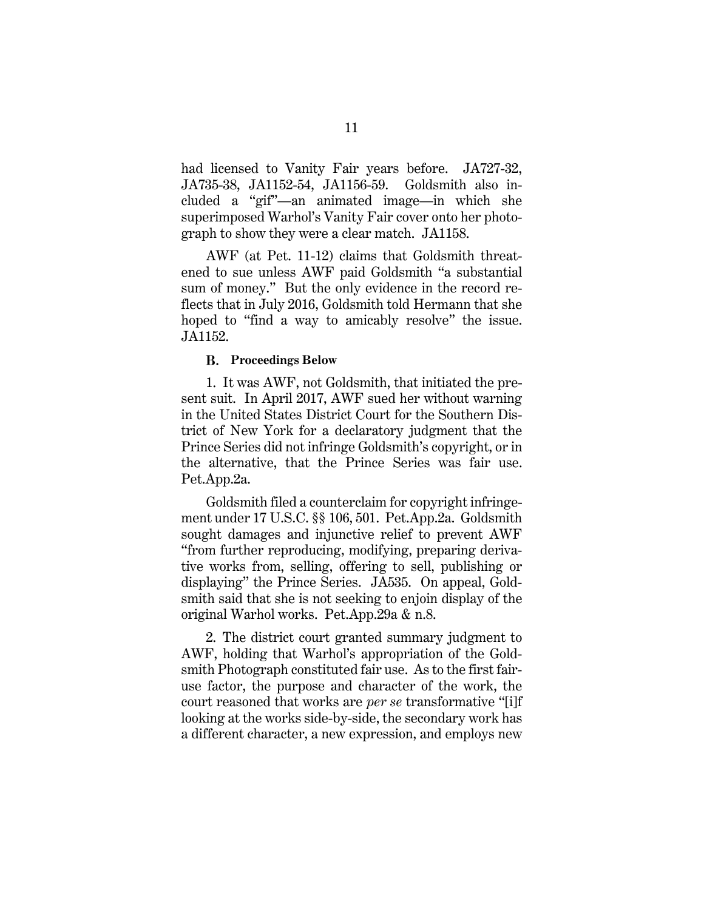had licensed to Vanity Fair years before. JA727-32, JA735-38, JA1152-54, JA1156-59. Goldsmith also included a "gif"—an animated image—in which she superimposed Warhol's Vanity Fair cover onto her photograph to show they were a clear match. JA1158.

AWF (at Pet. 11-12) claims that Goldsmith threatened to sue unless AWF paid Goldsmith "a substantial sum of money." But the only evidence in the record reflects that in July 2016, Goldsmith told Hermann that she hoped to "find a way to amicably resolve" the issue. JA1152.

### B. Proceedings Below

1. It was AWF, not Goldsmith, that initiated the present suit. In April 2017, AWF sued her without warning in the United States District Court for the Southern District of New York for a declaratory judgment that the Prince Series did not infringe Goldsmith's copyright, or in the alternative, that the Prince Series was fair use. Pet.App.2a.

Goldsmith filed a counterclaim for copyright infringement under 17 U.S.C. §§ 106, 501. Pet.App.2a. Goldsmith sought damages and injunctive relief to prevent AWF "from further reproducing, modifying, preparing derivative works from, selling, offering to sell, publishing or displaying" the Prince Series. JA535. On appeal, Goldsmith said that she is not seeking to enjoin display of the original Warhol works. Pet.App.29a & n.8.

2. The district court granted summary judgment to AWF, holding that Warhol's appropriation of the Goldsmith Photograph constituted fair use. As to the first fair-use factor, the purpose and character of the work, the court reasoned that works are *per se* transformative "[i]f looking at the works side-by-side, the secondary work has a different character, a new expression, and employs new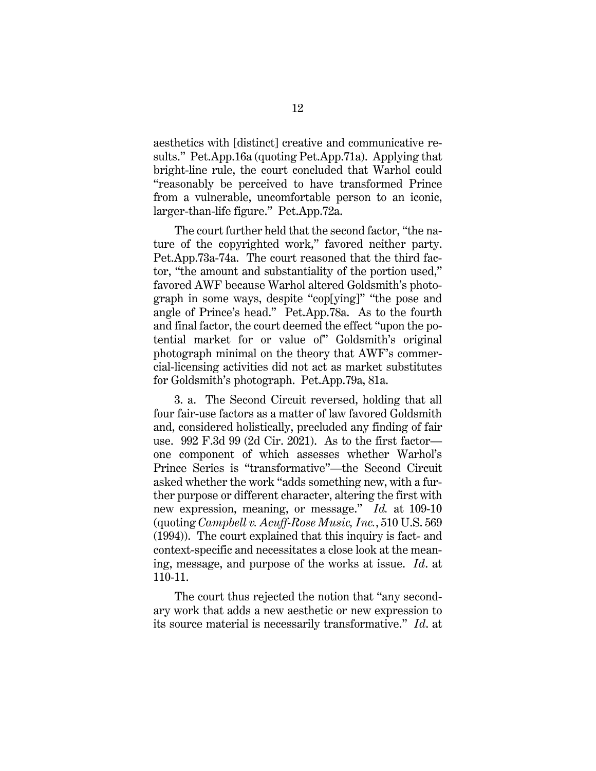aesthetics with [distinct] creative and communicative results." Pet.App.16a (quoting Pet.App.71a). Applying that bright-line rule, the court concluded that Warhol could "reasonably be perceived to have transformed Prince from a vulnerable, uncomfortable person to an iconic, larger-than-life figure." Pet.App.72a.

The court further held that the second factor, "the nature of the copyrighted work," favored neither party. Pet.App.73a-74a. The court reasoned that the third factor, "the amount and substantiality of the portion used," favored AWF because Warhol altered Goldsmith's photograph in some ways, despite "cop[ying]" "the pose and angle of Prince's head." Pet.App.78a. As to the fourth and final factor, the court deemed the effect "upon the potential market for or value of" Goldsmith's original photograph minimal on the theory that AWF's commercial-licensing activities did not act as market substitutes for Goldsmith's photograph. Pet.App.79a, 81a.

3. a. The Second Circuit reversed, holding that all four fair-use factors as a matter of law favored Goldsmith and, considered holistically, precluded any finding of fair use. 992 F.3d 99 (2d Cir. 2021). As to the first factor—one component of which assesses whether Warhol's Prince Series is "transformative"—the Second Circuit asked whether the work "adds something new, with a further purpose or different character, altering the first with new expression, meaning, or message." *Id.* at 109-10 (quoting *Campbell v. Acuff-Rose Music, Inc.*, 510 U.S. 569 (1994)). The court explained that this inquiry is fact- and context-specific and necessitates a close look at the meaning, message, and purpose of the works at issue. *Id*. at 110-11.

The court thus rejected the notion that "any secondary work that adds a new aesthetic or new expression to its source material is necessarily transformative." *Id*. at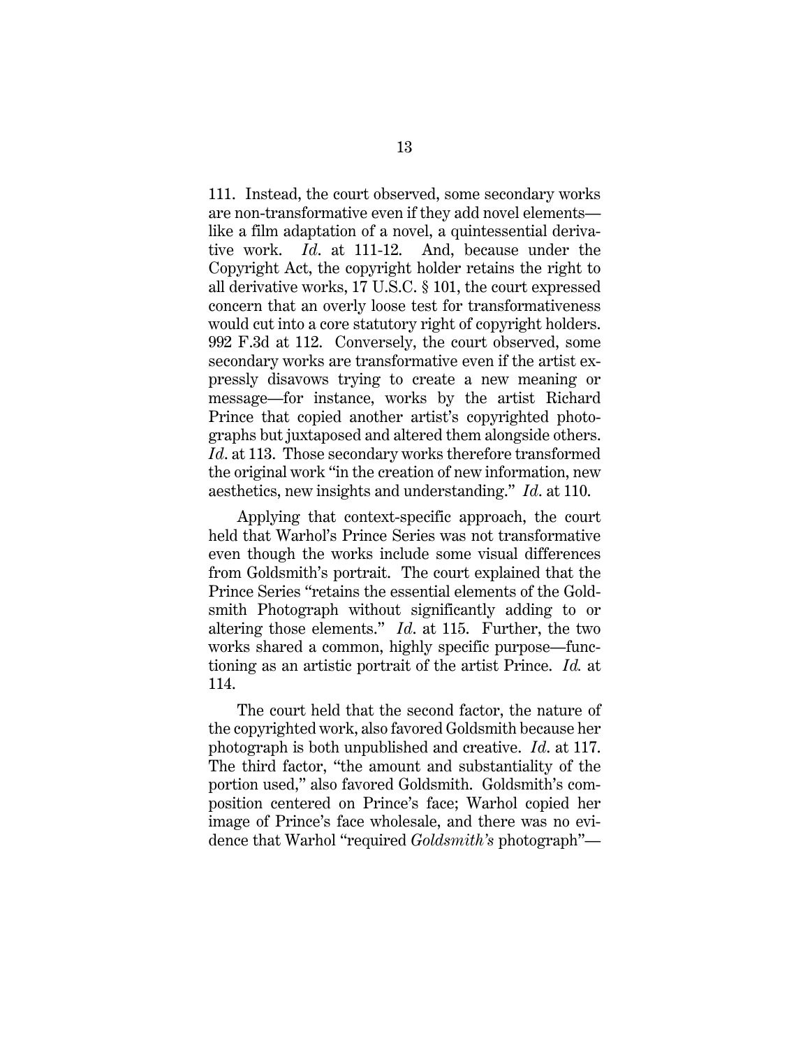111. Instead, the court observed, some secondary works are non-transformative even if they add novel elements—like a film adaptation of a novel, a quintessential derivative work. *Id*. at 111-12. And, because under the Copyright Act, the copyright holder retains the right to all derivative works, 17 U.S.C. § 101, the court expressed concern that an overly loose test for transformativeness would cut into a core statutory right of copyright holders. 992 F.3d at 112. Conversely, the court observed, some secondary works are transformative even if the artist expressly disavows trying to create a new meaning or message—for instance, works by the artist Richard Prince that copied another artist's copyrighted photographs but juxtaposed and altered them alongside others. *Id*. at 113. Those secondary works therefore transformed the original work "in the creation of new information, new aesthetics, new insights and understanding." *Id*. at 110.

Applying that context-specific approach, the court held that Warhol's Prince Series was not transformative even though the works include some visual differences from Goldsmith's portrait. The court explained that the Prince Series "retains the essential elements of the Goldsmith Photograph without significantly adding to or altering those elements." *Id*. at 115. Further, the two works shared a common, highly specific purpose—functioning as an artistic portrait of the artist Prince. *Id.* at 114.

The court held that the second factor, the nature of the copyrighted work, also favored Goldsmith because her photograph is both unpublished and creative. *Id*. at 117. The third factor, "the amount and substantiality of the portion used," also favored Goldsmith. Goldsmith's composition centered on Prince's face; Warhol copied her image of Prince's face wholesale, and there was no evidence that Warhol "required *Goldsmith's* photograph"—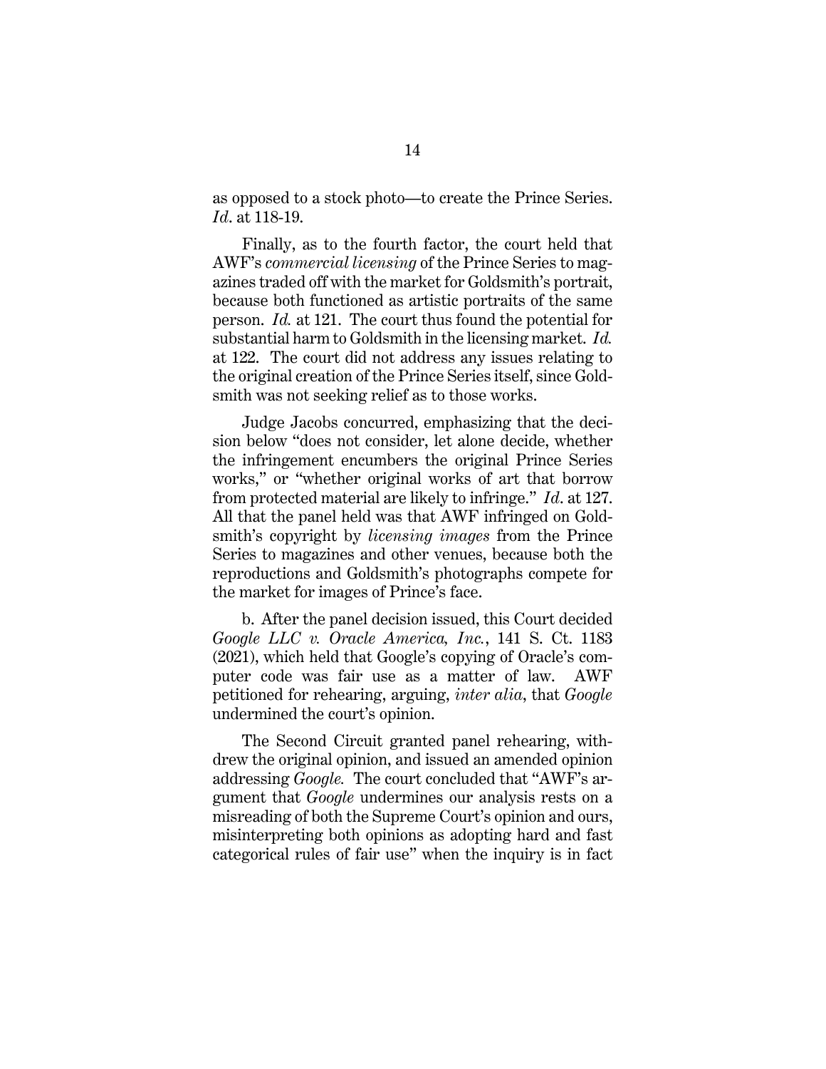as opposed to a stock photo—to create the Prince Series. *Id*. at 118-19.

Finally, as to the fourth factor, the court held that AWF's *commercial licensing* of the Prince Series to magazines traded off with the market for Goldsmith's portrait, because both functioned as artistic portraits of the same person. *Id.* at 121. The court thus found the potential for substantial harm to Goldsmith in the licensing market. *Id.* at 122. The court did not address any issues relating to the original creation of the Prince Series itself, since Goldsmith was not seeking relief as to those works.

Judge Jacobs concurred, emphasizing that the decision below "does not consider, let alone decide, whether the infringement encumbers the original Prince Series works," or "whether original works of art that borrow from protected material are likely to infringe." *Id*. at 127. All that the panel held was that AWF infringed on Goldsmith's copyright by *licensing images* from the Prince Series to magazines and other venues, because both the reproductions and Goldsmith's photographs compete for the market for images of Prince's face.

b. After the panel decision issued, this Court decided *Google LLC v. Oracle America, Inc.*, 141 S. Ct. 1183 (2021), which held that Google's copying of Oracle's computer code was fair use as a matter of law. AWF petitioned for rehearing, arguing, *inter alia*, that *Google* undermined the court's opinion.

The Second Circuit granted panel rehearing, withdrew the original opinion, and issued an amended opinion addressing *Google.* The court concluded that "AWF's argument that *Google* undermines our analysis rests on a misreading of both the Supreme Court's opinion and ours, misinterpreting both opinions as adopting hard and fast categorical rules of fair use" when the inquiry is in fact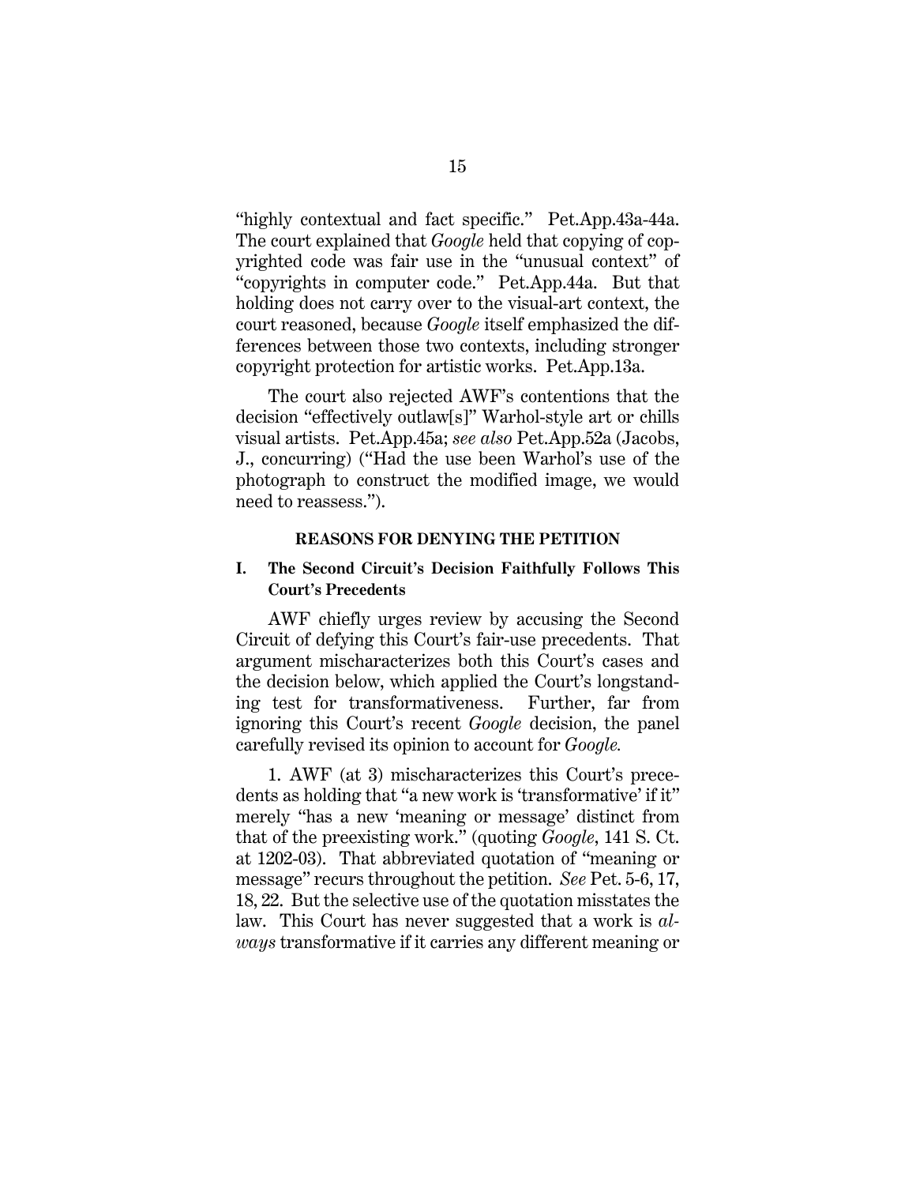"highly contextual and fact specific." Pet.App.43a-44a. The court explained that *Google* held that copying of copyrighted code was fair use in the "unusual context" of "copyrights in computer code." Pet.App.44a. But that holding does not carry over to the visual-art context, the court reasoned, because *Google* itself emphasized the differences between those two contexts, including stronger copyright protection for artistic works. Pet.App.13a.

The court also rejected AWF's contentions that the decision "effectively outlaw[s]" Warhol-style art or chills visual artists. Pet.App.45a; *see also* Pet.App.52a (Jacobs, J., concurring) ("Had the use been Warhol's use of the photograph to construct the modified image, we would need to reassess.").

## REASONS FOR DENYING THE PETITION

### I. The Second Circuit's Decision Faithfully Follows This Court's Precedents

AWF chiefly urges review by accusing the Second Circuit of defying this Court's fair-use precedents. That argument mischaracterizes both this Court's cases and the decision below, which applied the Court's longstanding test for transformativeness. Further, far from ignoring this Court's recent *Google* decision, the panel carefully revised its opinion to account for *Google.*

1. AWF (at 3) mischaracterizes this Court's precedents as holding that "a new work is 'transformative' if it" merely "has a new 'meaning or message' distinct from that of the preexisting work." (quoting *Google*, 141 S. Ct. at 1202-03). That abbreviated quotation of "meaning or message" recurs throughout the petition. *See* Pet. 5-6, 17, 18, 22. But the selective use of the quotation misstates the law. This Court has never suggested that a work is *always* transformative if it carries any different meaning or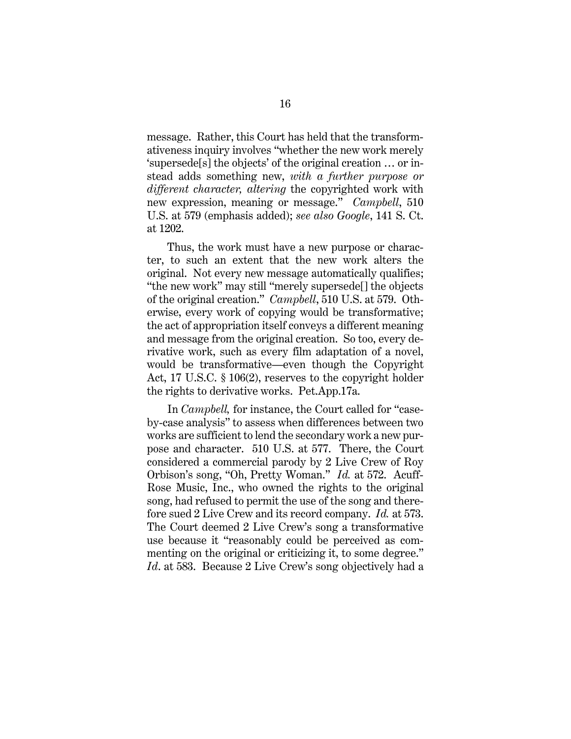message. Rather, this Court has held that the transformativeness inquiry involves "whether the new work merely 'supersede[s] the objects' of the original creation … or instead adds something new, *with a further purpose or different character, altering* the copyrighted work with new expression, meaning or message." *Campbell*, 510 U.S. at 579 (emphasis added); *see also Google*, 141 S. Ct. at 1202.

Thus, the work must have a new purpose or character, to such an extent that the new work alters the original. Not every new message automatically qualifies; "the new work" may still "merely supersede[] the objects of the original creation." *Campbell*, 510 U.S. at 579. Otherwise, every work of copying would be transformative; the act of appropriation itself conveys a different meaning and message from the original creation. So too, every derivative work, such as every film adaptation of a novel, would be transformative—even though the Copyright Act, 17 U.S.C. § 106(2), reserves to the copyright holder the rights to derivative works. Pet.App.17a.

In *Campbell,* for instance, the Court called for "case-by-case analysis" to assess when differences between two works are sufficient to lend the secondary work a new purpose and character. 510 U.S. at 577. There, the Court considered a commercial parody by 2 Live Crew of Roy Orbison's song, "Oh, Pretty Woman." *Id.* at 572. Acuff-Rose Music, Inc., who owned the rights to the original song, had refused to permit the use of the song and therefore sued 2 Live Crew and its record company. *Id.* at 573. The Court deemed 2 Live Crew's song a transformative use because it "reasonably could be perceived as commenting on the original or criticizing it, to some degree." *Id*. at 583. Because 2 Live Crew's song objectively had a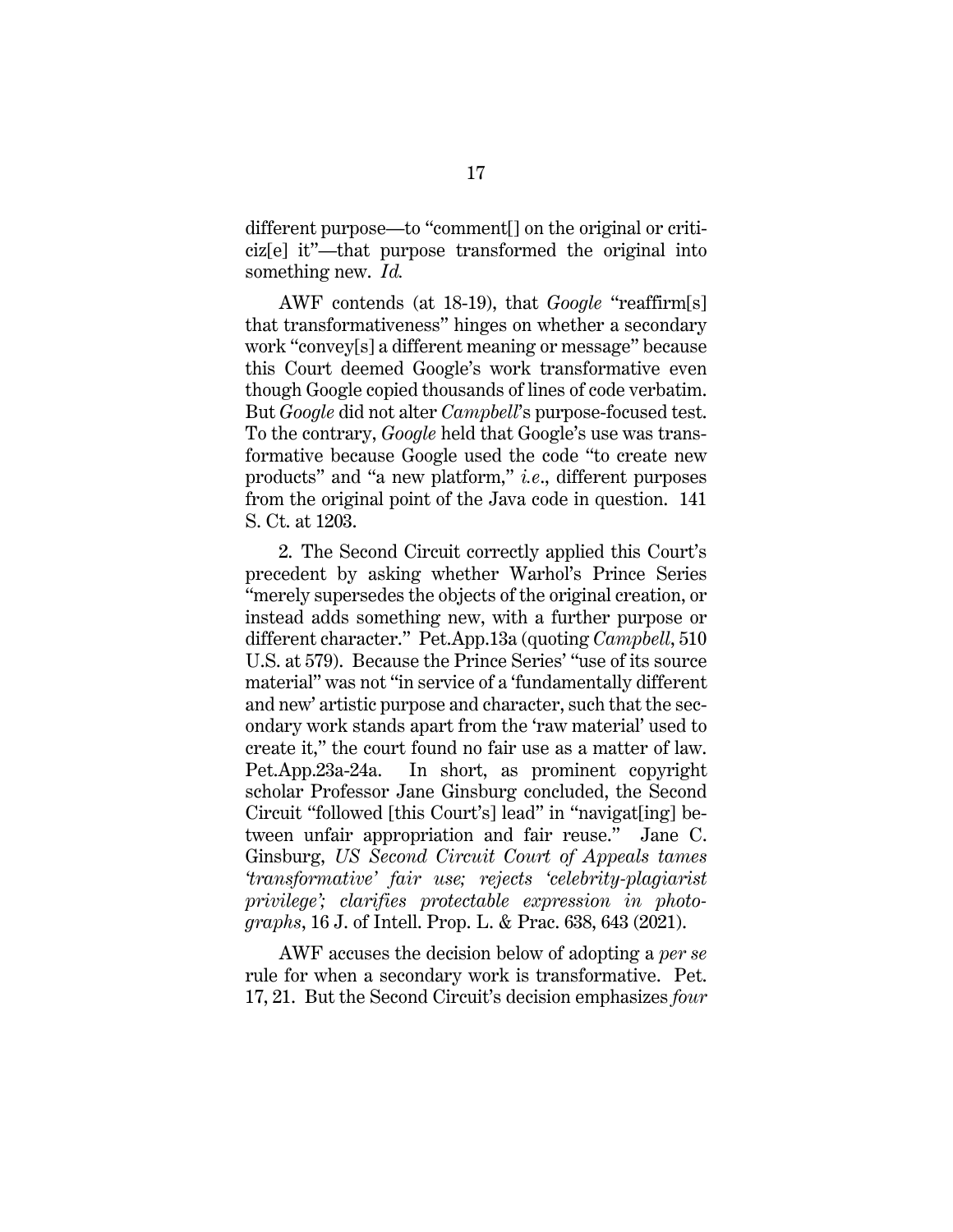different purpose—to "comment[] on the original or critic­iz[e] it"—that purpose transformed the original into something new. *Id.*

AWF contends (at 18-19), that *Google* "reaffirm[s] that transformativeness" hinges on whether a secondary work "convey[s] a different meaning or message" because this Court deemed Google's work transformative even though Google copied thousands of lines of code verbatim. But *Google* did not alter *Campbell*'s purpose-focused test. To the contrary, *Google* held that Google's use was transformative because Google used the code "to create new products" and "a new platform," *i.e.*, different purposes from the original point of the Java code in question. 141 S. Ct. at 1203.

2. The Second Circuit correctly applied this Court's precedent by asking whether Warhol's Prince Series "merely supersedes the objects of the original creation, or instead adds something new, with a further purpose or different character." Pet.App.13a (quoting *Campbell*, 510 U.S. at 579). Because the Prince Series' "use of its source material" was not "in service of a 'fundamentally different and new' artistic purpose and character, such that the secondary work stands apart from the 'raw material' used to create it," the court found no fair use as a matter of law. Pet.App.23a-24a. In short, as prominent copyright scholar Professor Jane Ginsburg concluded, the Second Circuit "followed [this Court's] lead" in "navigat[ing] between unfair appropriation and fair reuse." Jane C. Ginsburg, *US Second Circuit Court of Appeals tames 'transformative' fair use; rejects 'celebrity-plagiarist privilege'; clarifies protectable expression in photographs*, 16 J. of Intell. Prop. L. & Prac. 638, 643 (2021).

AWF accuses the decision below of adopting a *per se* rule for when a secondary work is transformative. Pet. 17, 21. But the Second Circuit's decision emphasizes *four*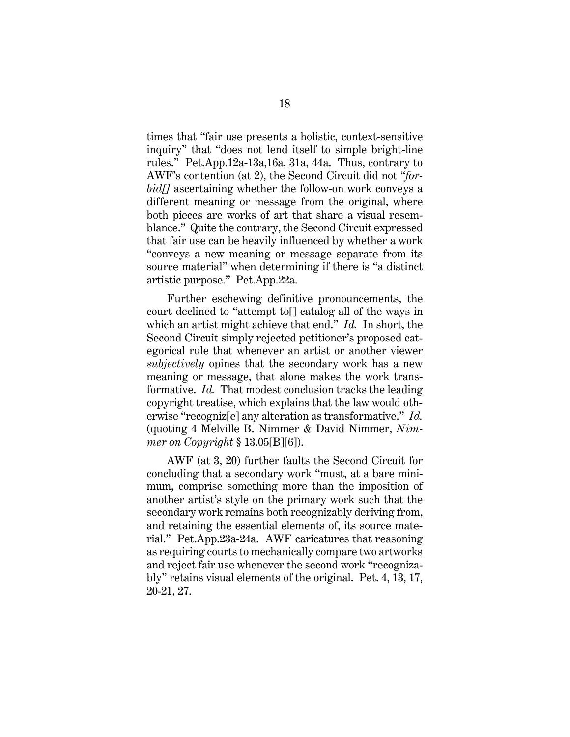times that "fair use presents a holistic, context-sensitive inquiry" that "does not lend itself to simple bright-line rules." Pet.App.12a-13a,16a, 31a, 44a. Thus, contrary to AWF's contention (at 2), the Second Circuit did not "*forbid[]* ascertaining whether the follow-on work conveys a different meaning or message from the original, where both pieces are works of art that share a visual resemblance." Quite the contrary, the Second Circuit expressed that fair use can be heavily influenced by whether a work "conveys a new meaning or message separate from its source material" when determining if there is "a distinct artistic purpose." Pet.App.22a.

Further eschewing definitive pronouncements, the court declined to "attempt to[] catalog all of the ways in which an artist might achieve that end." *Id.* In short, the Second Circuit simply rejected petitioner's proposed categorical rule that whenever an artist or another viewer *subjectively* opines that the secondary work has a new meaning or message, that alone makes the work transformative. *Id.* That modest conclusion tracks the leading copyright treatise, which explains that the law would otherwise "recogniz[e] any alteration as transformative." *Id.* (quoting 4 Melville B. Nimmer & David Nimmer, *Nimmer on Copyright* § 13.05[B][6]).

AWF (at 3, 20) further faults the Second Circuit for concluding that a secondary work "must, at a bare minimum, comprise something more than the imposition of another artist's style on the primary work such that the secondary work remains both recognizably deriving from, and retaining the essential elements of, its source material." Pet.App.23a-24a. AWF caricatures that reasoning as requiring courts to mechanically compare two artworks and reject fair use whenever the second work "recognizably" retains visual elements of the original. Pet. 4, 13, 17, 20-21, 27.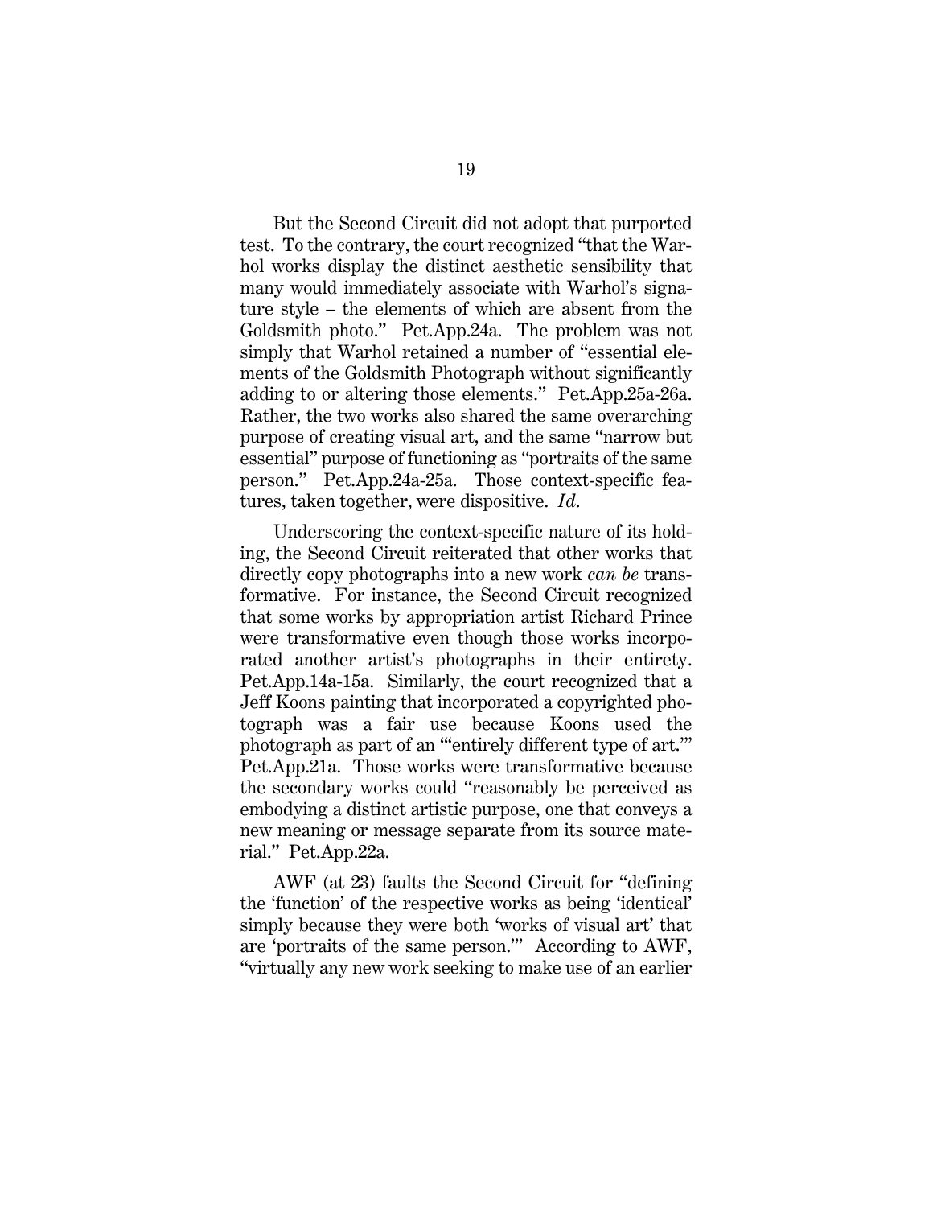But the Second Circuit did not adopt that purported test. To the contrary, the court recognized "that the Warhol works display the distinct aesthetic sensibility that many would immediately associate with Warhol's signature style – the elements of which are absent from the Goldsmith photo." Pet.App.24a. The problem was not simply that Warhol retained a number of "essential elements of the Goldsmith Photograph without significantly adding to or altering those elements." Pet.App.25a-26a. Rather, the two works also shared the same overarching purpose of creating visual art, and the same "narrow but essential" purpose of functioning as "portraits of the same person." Pet.App.24a-25a. Those context-specific features, taken together, were dispositive. *Id.*

Underscoring the context-specific nature of its holding, the Second Circuit reiterated that other works that directly copy photographs into a new work *can be* transformative. For instance, the Second Circuit recognized that some works by appropriation artist Richard Prince were transformative even though those works incorporated another artist's photographs in their entirety. Pet.App.14a-15a. Similarly, the court recognized that a Jeff Koons painting that incorporated a copyrighted photograph was a fair use because Koons used the photograph as part of an '"entirely different type of art."' Pet.App.21a. Those works were transformative because the secondary works could "reasonably be perceived as embodying a distinct artistic purpose, one that conveys a new meaning or message separate from its source material." Pet.App.22a.

AWF (at 23) faults the Second Circuit for "defining the 'function' of the respective works as being 'identical' simply because they were both 'works of visual art' that are 'portraits of the same person.'" According to AWF, "virtually any new work seeking to make use of an earlier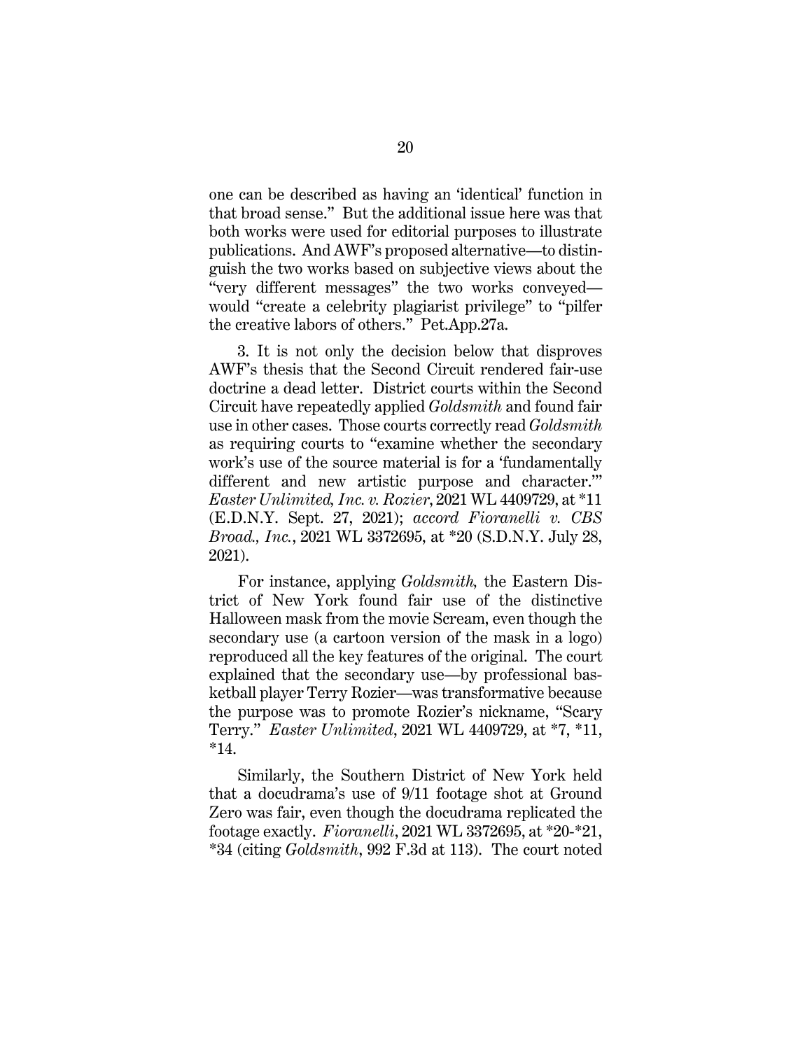one can be described as having an 'identical' function in that broad sense." But the additional issue here was that both works were used for editorial purposes to illustrate publications. And AWF's proposed alternative—to distinguish the two works based on subjective views about the "very different messages" the two works conveyed—would "create a celebrity plagiarist privilege" to "pilfer the creative labors of others." Pet.App.27a.

3. It is not only the decision below that disproves AWF's thesis that the Second Circuit rendered fair-use doctrine a dead letter. District courts within the Second Circuit have repeatedly applied *Goldsmith* and found fair use in other cases. Those courts correctly read *Goldsmith* as requiring courts to "examine whether the secondary work's use of the source material is for a 'fundamentally different and new artistic purpose and character.'" *Easter Unlimited, Inc. v. Rozier*, 2021 WL 4409729, at *11 (E.D.N.Y. Sept. 27, 2021); *accord Fioranelli v. CBS Broad., Inc.*, 2021 WL 3372695, at *20 (S.D.N.Y. July 28, 2021).

For instance, applying *Goldsmith,* the Eastern District of New York found fair use of the distinctive Halloween mask from the movie Scream, even though the secondary use (a cartoon version of the mask in a logo) reproduced all the key features of the original. The court explained that the secondary use—by professional basketball player Terry Rozier—was transformative because the purpose was to promote Rozier's nickname, "Scary Terry." *Easter Unlimited*, 2021 WL 4409729, at *7, *11, *14.

Similarly, the Southern District of New York held that a docudrama's use of 9/11 footage shot at Ground Zero was fair, even though the docudrama replicated the footage exactly. *Fioranelli*, 2021 WL 3372695, at *20-*21, *34 (citing *Goldsmith*, 992 F.3d at 113). The court noted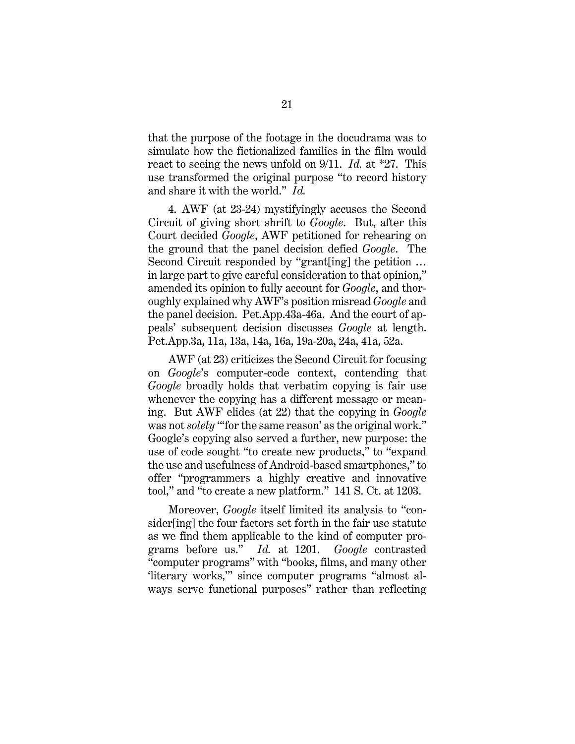that the purpose of the footage in the docudrama was to simulate how the fictionalized families in the film would react to seeing the news unfold on 9/11. *Id.* at *27. This use transformed the original purpose "to record history and share it with the world." *Id.*

4. AWF (at 23-24) mystifyingly accuses the Second Circuit of giving short shrift to *Google*. But, after this Court decided *Google*, AWF petitioned for rehearing on the ground that the panel decision defied *Google*. The Second Circuit responded by "grant[ing] the petition … in large part to give careful consideration to that opinion," amended its opinion to fully account for *Google*, and thoroughly explained why AWF's position misread *Google* and the panel decision. Pet.App.43a-46a. And the court of appeals' subsequent decision discusses *Google* at length. Pet.App.3a, 11a, 13a, 14a, 16a, 19a-20a, 24a, 41a, 52a.

AWF (at 23) criticizes the Second Circuit for focusing on *Google*'s computer-code context, contending that *Google* broadly holds that verbatim copying is fair use whenever the copying has a different message or meaning. But AWF elides (at 22) that the copying in *Google* was not *solely* "'for the same reason' as the original work." Google's copying also served a further, new purpose: the use of code sought "to create new products," to "expand the use and usefulness of Android-based smartphones," to offer "programmers a highly creative and innovative tool," and "to create a new platform." 141 S. Ct. at 1203.

Moreover, *Google* itself limited its analysis to "consider[ing] the four factors set forth in the fair use statute as we find them applicable to the kind of computer programs before us." *Id.* at 1201. *Google* contrasted "computer programs" with "books, films, and many other 'literary works,'" since computer programs "almost always serve functional purposes" rather than reflecting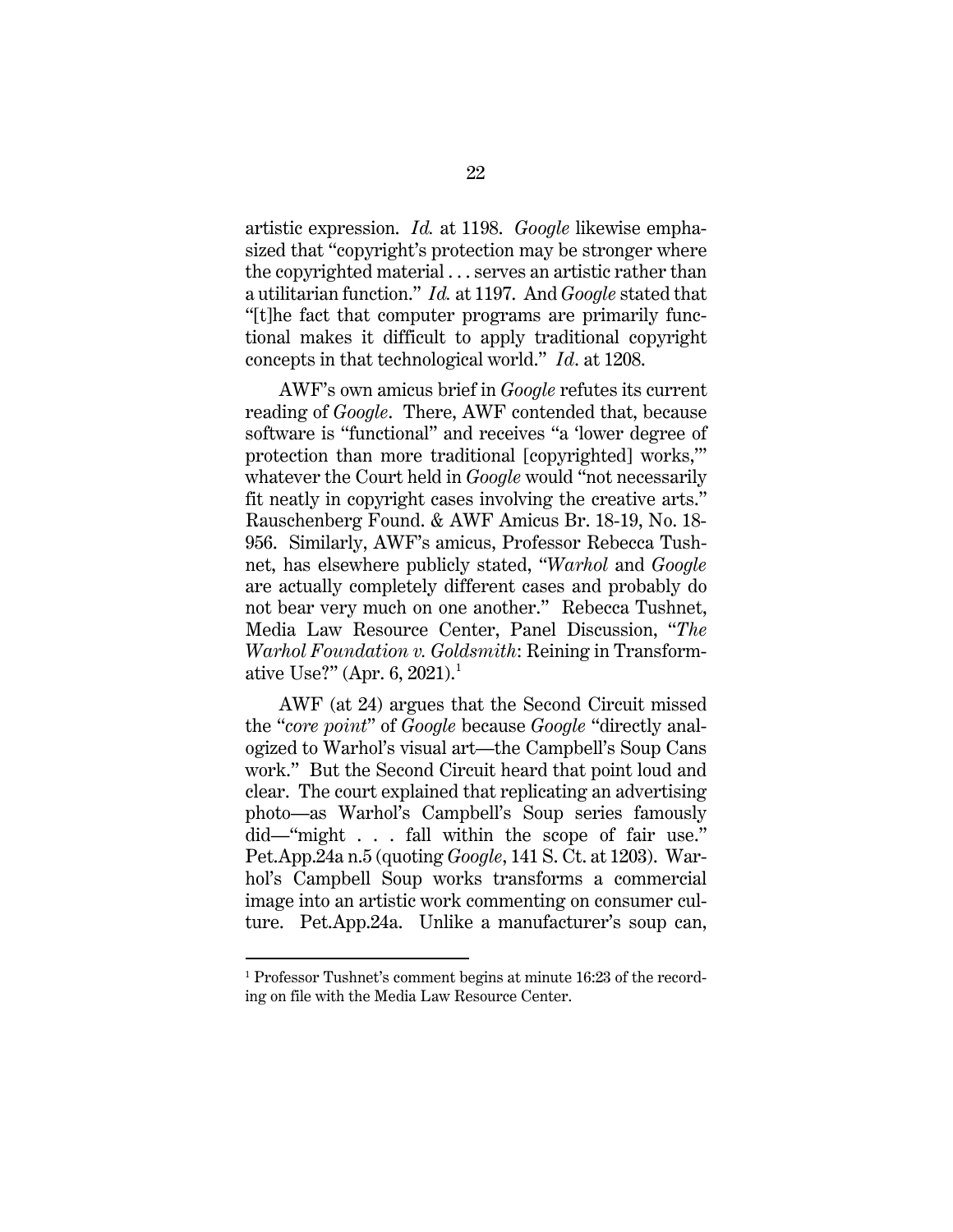artistic expression. *Id.* at 1198. *Google* likewise emphasized that "copyright's protection may be stronger where the copyrighted material . . . serves an artistic rather than a utilitarian function." *Id.* at 1197. And *Google* stated that "[t]he fact that computer programs are primarily functional makes it difficult to apply traditional copyright concepts in that technological world." *Id*. at 1208.

AWF's own amicus brief in *Google* refutes its current reading of *Google*. There, AWF contended that, because software is "functional" and receives "a 'lower degree of protection than more traditional [copyrighted] works,'" whatever the Court held in *Google* would "not necessarily fit neatly in copyright cases involving the creative arts." Rauschenberg Found. & AWF Amicus Br. 18-19, No. 18-956. Similarly, AWF's amicus, Professor Rebecca Tushnet, has elsewhere publicly stated, "*Warhol* and *Google* are actually completely different cases and probably do not bear very much on one another." Rebecca Tushnet, Media Law Resource Center, Panel Discussion, "*The Warhol Foundation v. Goldsmith*: Reining in Transformative Use?" (Apr. 6, 2021).[1]

AWF (at 24) argues that the Second Circuit missed the "*core point*" of *Google* because *Google* "directly analogized to Warhol's visual art—the Campbell's Soup Cans work." But the Second Circuit heard that point loud and clear. The court explained that replicating an advertising photo—as Warhol's Campbell's Soup series famously did—"might . . . fall within the scope of fair use." Pet.App.24a n.5 (quoting *Google*, 141 S. Ct. at 1203). Warhol's Campbell Soup works transforms a commercial image into an artistic work commenting on consumer culture. Pet.App.24a. Unlike a manufacturer's soup can,

[1] Professor Tushnet's comment begins at minute 16:23 of the recording on file with the Media Law Resource Center.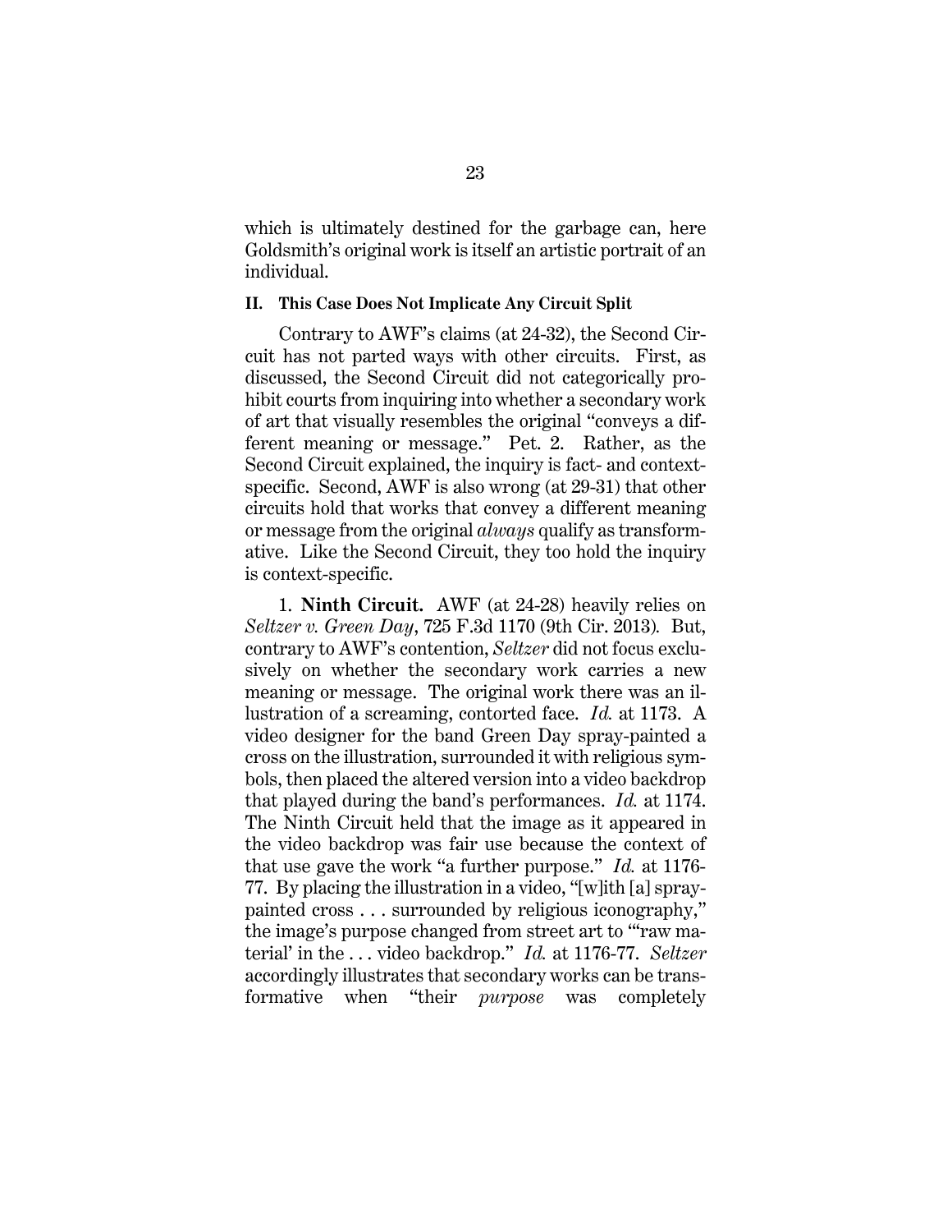which is ultimately destined for the garbage can, here Goldsmith's original work is itself an artistic portrait of an individual.

## II. This Case Does Not Implicate Any Circuit Split

Contrary to AWF's claims (at 24-32), the Second Circuit has not parted ways with other circuits. First, as discussed, the Second Circuit did not categorically prohibit courts from inquiring into whether a secondary work of art that visually resembles the original "conveys a different meaning or message." Pet. 2. Rather, as the Second Circuit explained, the inquiry is fact- and context-specific. Second, AWF is also wrong (at 29-31) that other circuits hold that works that convey a different meaning or message from the original *always* qualify as transformative. Like the Second Circuit, they too hold the inquiry is context-specific.

1. **Ninth Circuit.** AWF (at 24-28) heavily relies on *Seltzer v. Green Day*, 725 F.3d 1170 (9th Cir. 2013). But, contrary to AWF's contention, *Seltzer* did not focus exclusively on whether the secondary work carries a new meaning or message. The original work there was an illustration of a screaming, contorted face. *Id.* at 1173. A video designer for the band Green Day spray-painted a cross on the illustration, surrounded it with religious symbols, then placed the altered version into a video backdrop that played during the band's performances. *Id.* at 1174. The Ninth Circuit held that the image as it appeared in the video backdrop was fair use because the context of that use gave the work "a further purpose." *Id.* at 1176-77. By placing the illustration in a video, "[w]ith [a] spray-painted cross . . . surrounded by religious iconography," the image's purpose changed from street art to "'raw material' in the . . . video backdrop." *Id.* at 1176-77. *Seltzer* accordingly illustrates that secondary works can be transformative when "their *purpose* was completely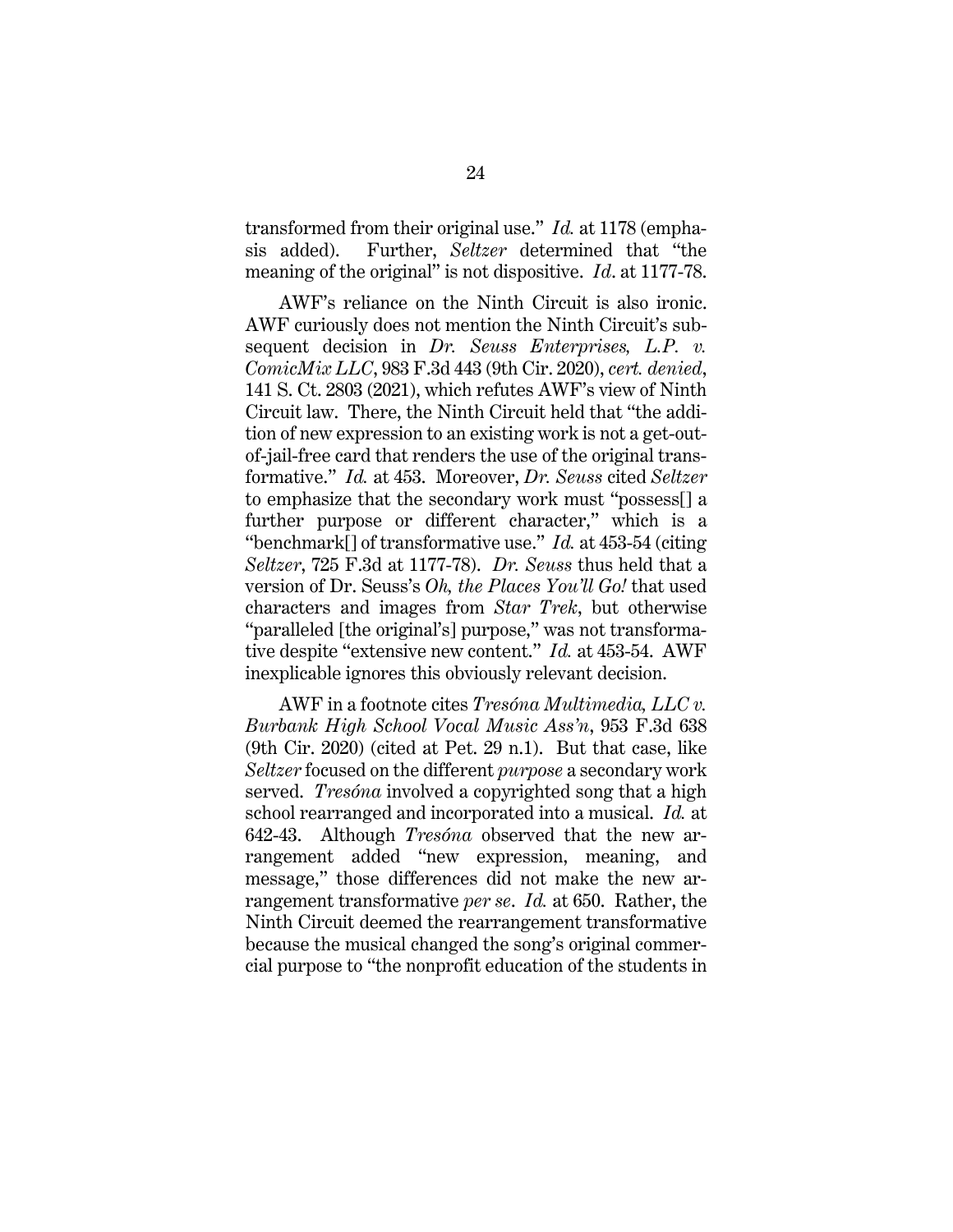transformed from their original use." *Id.* at 1178 (emphasis added). Further, *Seltzer* determined that "the meaning of the original" is not dispositive. *Id*. at 1177-78.

AWF's reliance on the Ninth Circuit is also ironic. AWF curiously does not mention the Ninth Circuit's subsequent decision in *Dr. Seuss Enterprises, L.P. v. ComicMix LLC*, 983 F.3d 443 (9th Cir. 2020), *cert. denied*, 141 S. Ct. 2803 (2021), which refutes AWF's view of Ninth Circuit law. There, the Ninth Circuit held that "the addition of new expression to an existing work is not a get-out-of-jail-free card that renders the use of the original transformative." *Id.* at 453. Moreover, *Dr. Seuss* cited *Seltzer* to emphasize that the secondary work must "possess[] a further purpose or different character," which is a "benchmark[] of transformative use." *Id.* at 453-54 (citing *Seltzer*, 725 F.3d at 1177-78). *Dr. Seuss* thus held that a version of Dr. Seuss's *Oh, the Places You'll Go!* that used characters and images from *Star Trek*, but otherwise "paralleled [the original's] purpose," was not transformative despite "extensive new content." *Id.* at 453-54. AWF inexplicable ignores this obviously relevant decision.

AWF in a footnote cites *Tresóna Multimedia, LLC v. Burbank High School Vocal Music Ass'n*, 953 F.3d 638 (9th Cir. 2020) (cited at Pet. 29 n.1). But that case, like *Seltzer* focused on the different *purpose* a secondary work served. *Tresóna* involved a copyrighted song that a high school rearranged and incorporated into a musical. *Id.* at 642-43. Although *Tresóna* observed that the new arrangement added "new expression, meaning, and message," those differences did not make the new arrangement transformative *per se*. *Id.* at 650. Rather, the Ninth Circuit deemed the rearrangement transformative because the musical changed the song's original commercial purpose to "the nonprofit education of the students in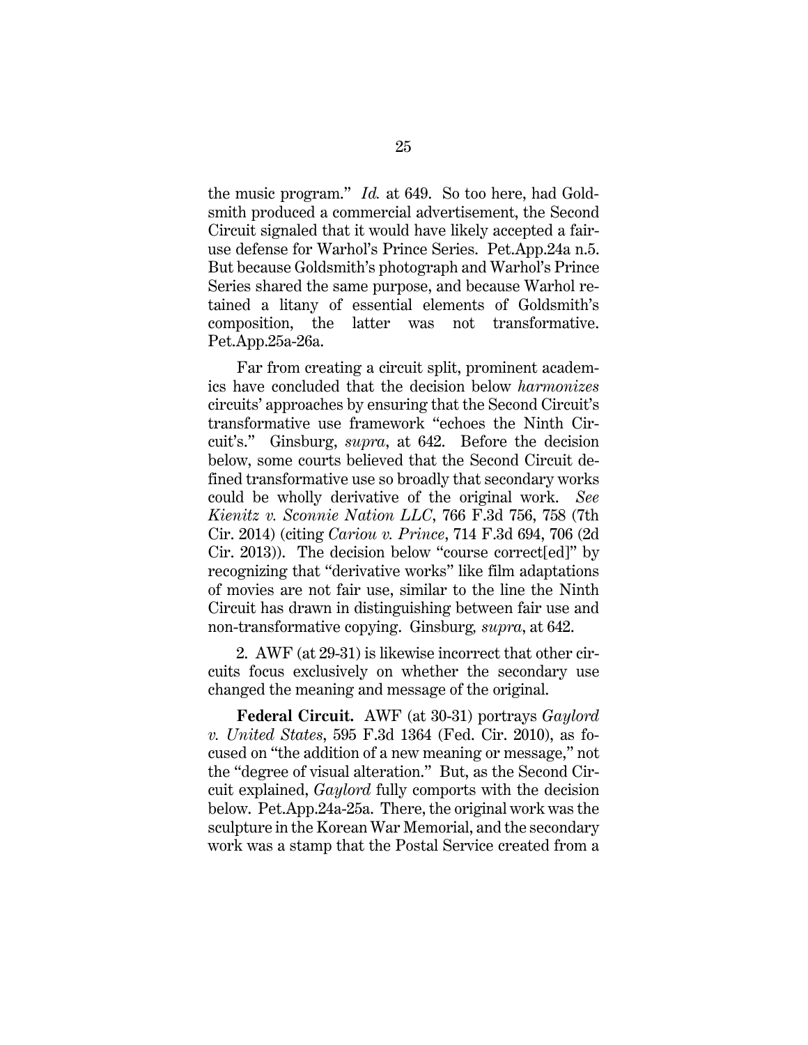the music program." *Id.* at 649. So too here, had Goldsmith produced a commercial advertisement, the Second Circuit signaled that it would have likely accepted a fair-use defense for Warhol's Prince Series. Pet.App.24a n.5. But because Goldsmith's photograph and Warhol's Prince Series shared the same purpose, and because Warhol retained a litany of essential elements of Goldsmith's composition, the latter was not transformative. Pet.App.25a-26a.

Far from creating a circuit split, prominent academics have concluded that the decision below *harmonizes* circuits' approaches by ensuring that the Second Circuit's transformative use framework "echoes the Ninth Circuit's." Ginsburg, *supra*, at 642. Before the decision below, some courts believed that the Second Circuit defined transformative use so broadly that secondary works could be wholly derivative of the original work. *See Kienitz v. Sconnie Nation LLC*, 766 F.3d 756, 758 (7th Cir. 2014) (citing *Cariou v. Prince*, 714 F.3d 694, 706 (2d Cir. 2013)). The decision below "course correct[ed]" by recognizing that "derivative works" like film adaptations of movies are not fair use, similar to the line the Ninth Circuit has drawn in distinguishing between fair use and non-transformative copying. Ginsburg*, supra*, at 642.

2. AWF (at 29-31) is likewise incorrect that other circuits focus exclusively on whether the secondary use changed the meaning and message of the original.

**Federal Circuit.** AWF (at 30-31) portrays *Gaylord v. United States*, 595 F.3d 1364 (Fed. Cir. 2010), as focused on "the addition of a new meaning or message," not the "degree of visual alteration." But, as the Second Circuit explained, *Gaylord* fully comports with the decision below. Pet.App.24a-25a. There, the original work was the sculpture in the Korean War Memorial, and the secondary work was a stamp that the Postal Service created from a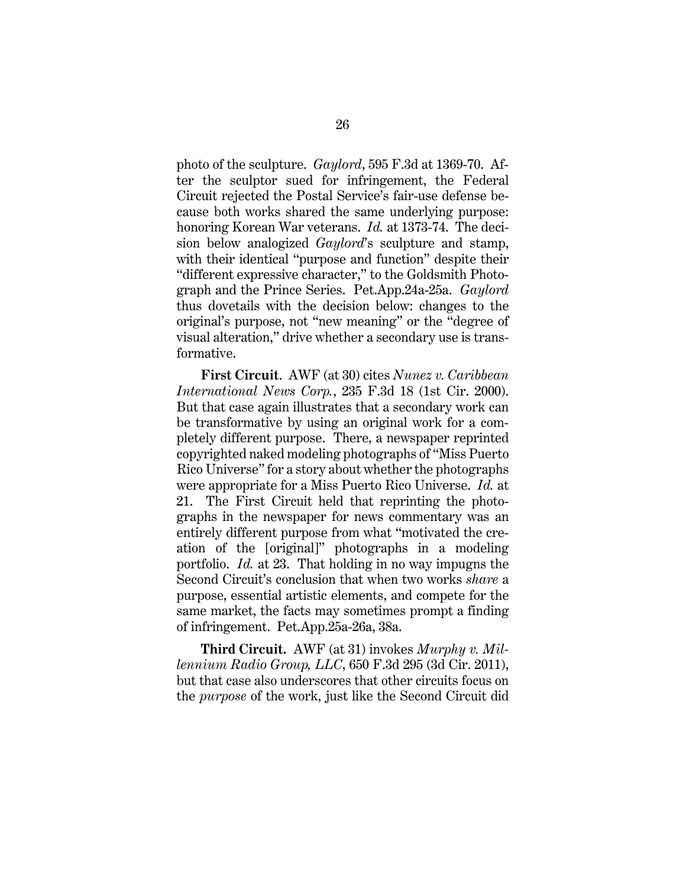photo of the sculpture. *Gaylord*, 595 F.3d at 1369-70. After the sculptor sued for infringement, the Federal Circuit rejected the Postal Service's fair-use defense because both works shared the same underlying purpose: honoring Korean War veterans. *Id.* at 1373-74. The decision below analogized *Gaylord*'s sculpture and stamp, with their identical "purpose and function" despite their "different expressive character," to the Goldsmith Photograph and the Prince Series. Pet.App.24a-25a. *Gaylord* thus dovetails with the decision below: changes to the original's purpose, not "new meaning" or the "degree of visual alteration," drive whether a secondary use is transformative.

**First Circuit**. AWF (at 30) cites *Nunez v. Caribbean International News Corp.*, 235 F.3d 18 (1st Cir. 2000). But that case again illustrates that a secondary work can be transformative by using an original work for a completely different purpose. There, a newspaper reprinted copyrighted naked modeling photographs of "Miss Puerto Rico Universe" for a story about whether the photographs were appropriate for a Miss Puerto Rico Universe. *Id.* at 21. The First Circuit held that reprinting the photographs in the newspaper for news commentary was an entirely different purpose from what "motivated the creation of the [original]" photographs in a modeling portfolio. *Id.* at 23. That holding in no way impugns the Second Circuit's conclusion that when two works *share* a purpose, essential artistic elements, and compete for the same market, the facts may sometimes prompt a finding of infringement. Pet.App.25a-26a, 38a.

**Third Circuit.** AWF (at 31) invokes *Murphy v. Millennium Radio Group, LLC*, 650 F.3d 295 (3d Cir. 2011), but that case also underscores that other circuits focus on the *purpose* of the work, just like the Second Circuit did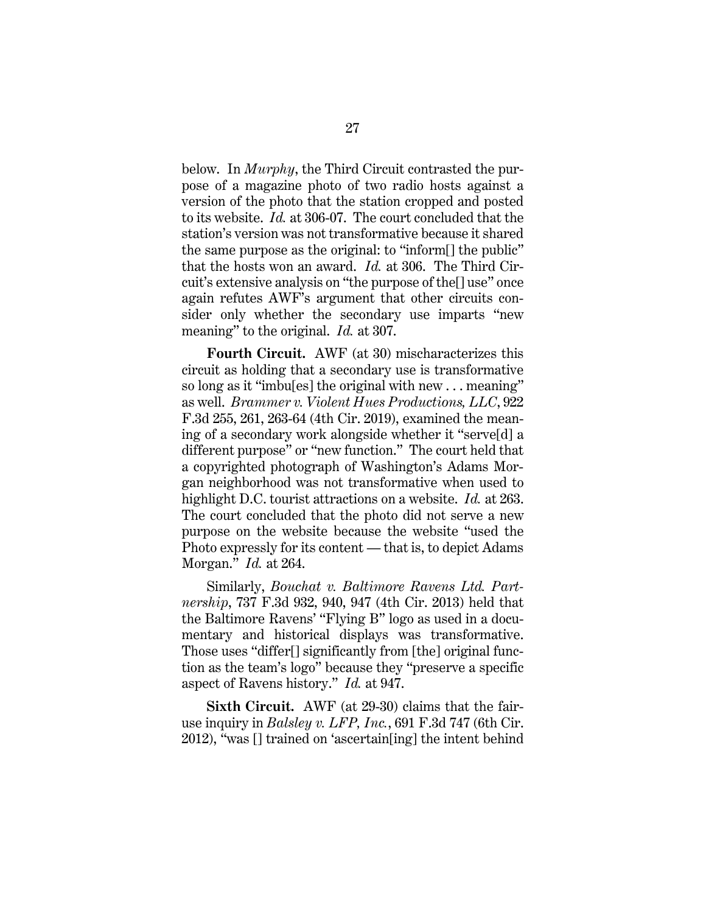below. In *Murphy*, the Third Circuit contrasted the purpose of a magazine photo of two radio hosts against a version of the photo that the station cropped and posted to its website. *Id.* at 306-07. The court concluded that the station's version was not transformative because it shared the same purpose as the original: to "inform[] the public" that the hosts won an award. *Id.* at 306. The Third Circuit's extensive analysis on "the purpose of the[] use" once again refutes AWF's argument that other circuits consider only whether the secondary use imparts "new meaning" to the original. *Id.* at 307.

**Fourth Circuit.** AWF (at 30) mischaracterizes this circuit as holding that a secondary use is transformative so long as it "imbu[es] the original with new . . . meaning" as well. *Brammer v. Violent Hues Productions, LLC*, 922 F.3d 255, 261, 263-64 (4th Cir. 2019), examined the meaning of a secondary work alongside whether it "serve[d] a different purpose" or "new function." The court held that a copyrighted photograph of Washington's Adams Morgan neighborhood was not transformative when used to highlight D.C. tourist attractions on a website. *Id.* at 263. The court concluded that the photo did not serve a new purpose on the website because the website "used the Photo expressly for its content — that is, to depict Adams Morgan." *Id.* at 264.

Similarly, *Bouchat v. Baltimore Ravens Ltd. Partnership*, 737 F.3d 932, 940, 947 (4th Cir. 2013) held that the Baltimore Ravens' "Flying B" logo as used in a documentary and historical displays was transformative. Those uses "differ[] significantly from [the] original function as the team's logo" because they "preserve a specific aspect of Ravens history." *Id.* at 947.

**Sixth Circuit.** AWF (at 29-30) claims that the fair-use inquiry in *Balsley v. LFP, Inc.*, 691 F.3d 747 (6th Cir. 2012), "was [] trained on 'ascertain[ing] the intent behind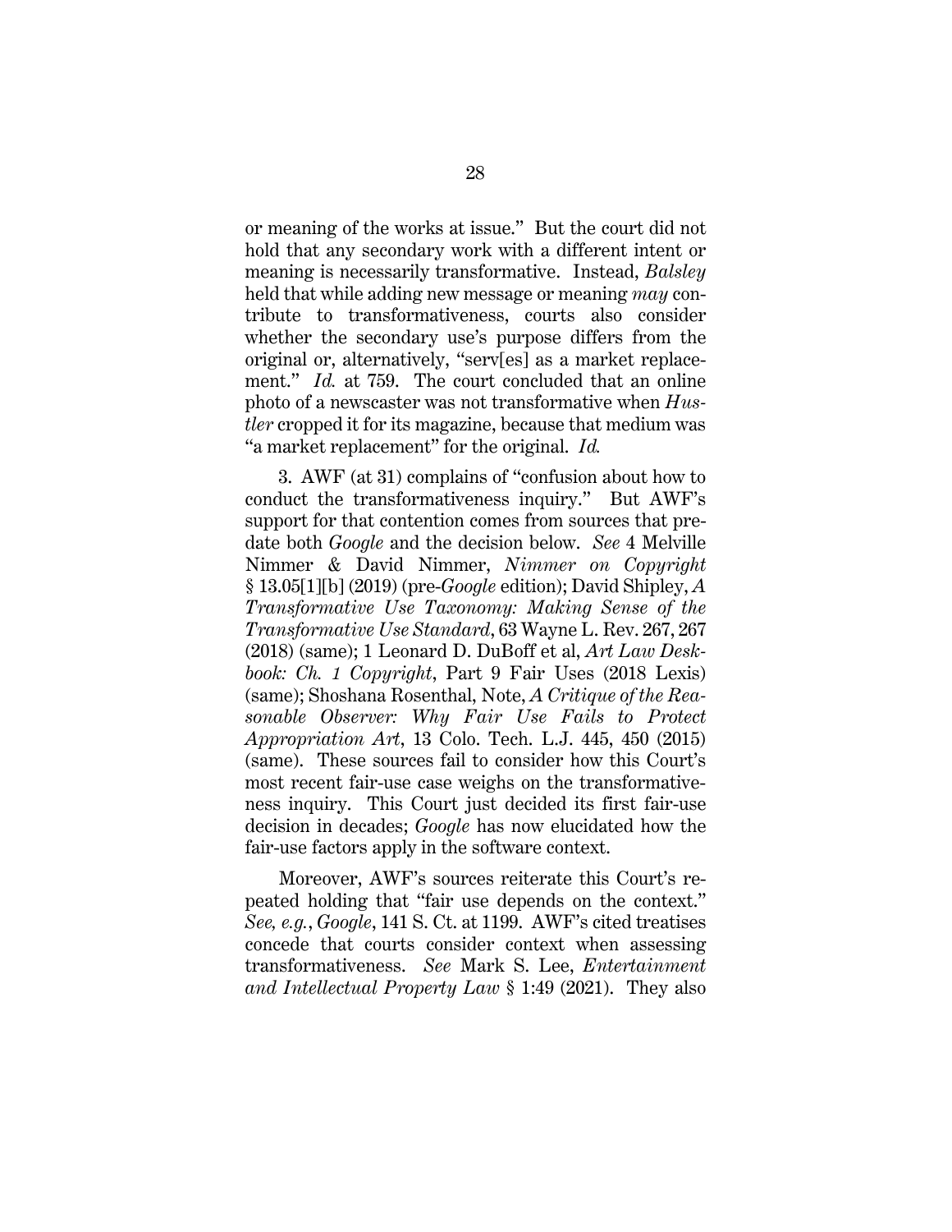or meaning of the works at issue." But the court did not hold that any secondary work with a different intent or meaning is necessarily transformative. Instead, *Balsley* held that while adding new message or meaning *may* contribute to transformativeness, courts also consider whether the secondary use's purpose differs from the original or, alternatively, "serv[es] as a market replacement." *Id.* at 759. The court concluded that an online photo of a newscaster was not transformative when *Hustler* cropped it for its magazine, because that medium was "a market replacement" for the original. *Id.*

3. AWF (at 31) complains of "confusion about how to conduct the transformativeness inquiry." But AWF's support for that contention comes from sources that predate both *Google* and the decision below. *See* 4 Melville Nimmer & David Nimmer, *Nimmer on Copyright* § 13.05[1][b] (2019) (pre-*Google* edition); David Shipley, *A Transformative Use Taxonomy: Making Sense of the Transformative Use Standard*, 63 Wayne L. Rev. 267, 267 (2018) (same); 1 Leonard D. DuBoff et al, *Art Law Deskbook: Ch. 1 Copyright*, Part 9 Fair Uses (2018 Lexis) (same); Shoshana Rosenthal, Note, *A Critique of the Reasonable Observer: Why Fair Use Fails to Protect Appropriation Art*, 13 Colo. Tech. L.J. 445, 450 (2015) (same). These sources fail to consider how this Court's most recent fair-use case weighs on the transformativeness inquiry. This Court just decided its first fair-use decision in decades; *Google* has now elucidated how the fair-use factors apply in the software context.

Moreover, AWF's sources reiterate this Court's repeated holding that "fair use depends on the context." *See, e.g.*, *Google*, 141 S. Ct. at 1199. AWF's cited treatises concede that courts consider context when assessing transformativeness. *See* Mark S. Lee, *Entertainment and Intellectual Property Law* § 1:49 (2021). They also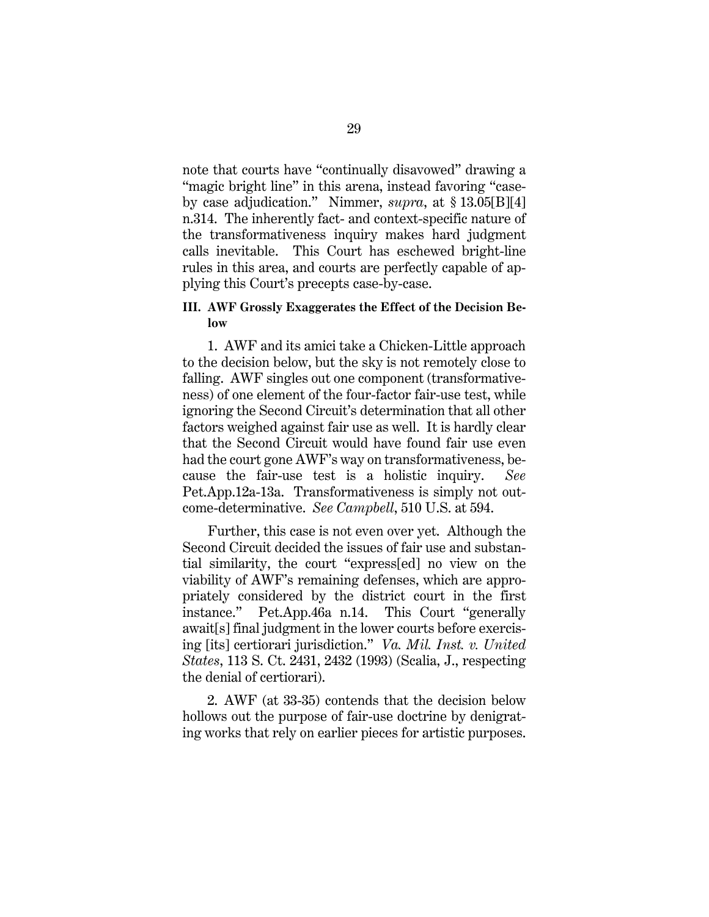note that courts have "continually disavowed" drawing a "magic bright line" in this arena, instead favoring "case-by case adjudication." Nimmer, *supra*, at § 13.05[B][4] n.314. The inherently fact- and context-specific nature of the transformativeness inquiry makes hard judgment calls inevitable. This Court has eschewed bright-line rules in this area, and courts are perfectly capable of applying this Court's precepts case-by-case.

### III. AWF Grossly Exaggerates the Effect of the Decision Below

1. AWF and its amici take a Chicken-Little approach to the decision below, but the sky is not remotely close to falling. AWF singles out one component (transformativeness) of one element of the four-factor fair-use test, while ignoring the Second Circuit's determination that all other factors weighed against fair use as well. It is hardly clear that the Second Circuit would have found fair use even had the court gone AWF's way on transformativeness, because the fair-use test is a holistic inquiry. *See* Pet.App.12a-13a. Transformativeness is simply not outcome-determinative. *See Campbell*, 510 U.S. at 594.

Further, this case is not even over yet. Although the Second Circuit decided the issues of fair use and substantial similarity, the court "express[ed] no view on the viability of AWF's remaining defenses, which are appropriately considered by the district court in the first instance." Pet.App.46a n.14. This Court "generally await[s] final judgment in the lower courts before exercising [its] certiorari jurisdiction." *Va. Mil. Inst. v. United States*, 113 S. Ct. 2431, 2432 (1993) (Scalia, J., respecting the denial of certiorari).

2. AWF (at 33-35) contends that the decision below hollows out the purpose of fair-use doctrine by denigrating works that rely on earlier pieces for artistic purposes.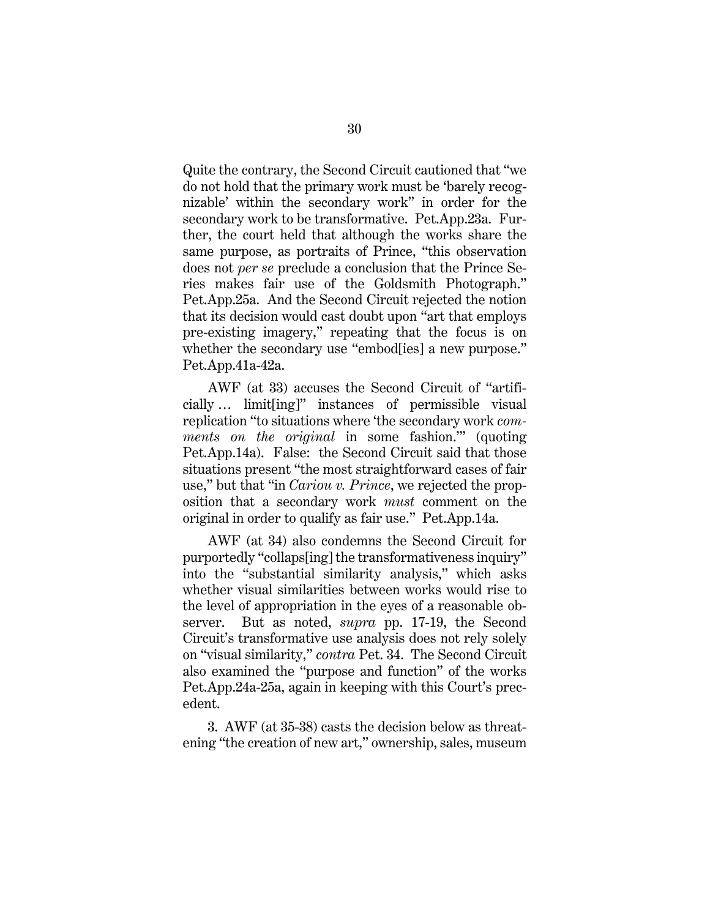Quite the contrary, the Second Circuit cautioned that "we do not hold that the primary work must be 'barely recognizable' within the secondary work" in order for the secondary work to be transformative. Pet.App.23a. Further, the court held that although the works share the same purpose, as portraits of Prince, "this observation does not *per se* preclude a conclusion that the Prince Series makes fair use of the Goldsmith Photograph." Pet.App.25a. And the Second Circuit rejected the notion that its decision would cast doubt upon "art that employs pre-existing imagery," repeating that the focus is on whether the secondary use "embod[ies] a new purpose." Pet.App.41a-42a.

AWF (at 33) accuses the Second Circuit of "artificially … limit[ing]" instances of permissible visual replication "to situations where 'the secondary work *comments on the original* in some fashion.'" (quoting Pet.App.14a). False: the Second Circuit said that those situations present "the most straightforward cases of fair use," but that "in *Cariou v. Prince*, we rejected the proposition that a secondary work *must* comment on the original in order to qualify as fair use." Pet.App.14a.

AWF (at 34) also condemns the Second Circuit for purportedly "collaps[ing] the transformativeness inquiry" into the "substantial similarity analysis," which asks whether visual similarities between works would rise to the level of appropriation in the eyes of a reasonable observer. But as noted, *supra* pp. 17-19, the Second Circuit's transformative use analysis does not rely solely on "visual similarity," *contra* Pet. 34. The Second Circuit also examined the "purpose and function" of the works Pet.App.24a-25a, again in keeping with this Court's precedent.

3. AWF (at 35-38) casts the decision below as threatening "the creation of new art," ownership, sales, museum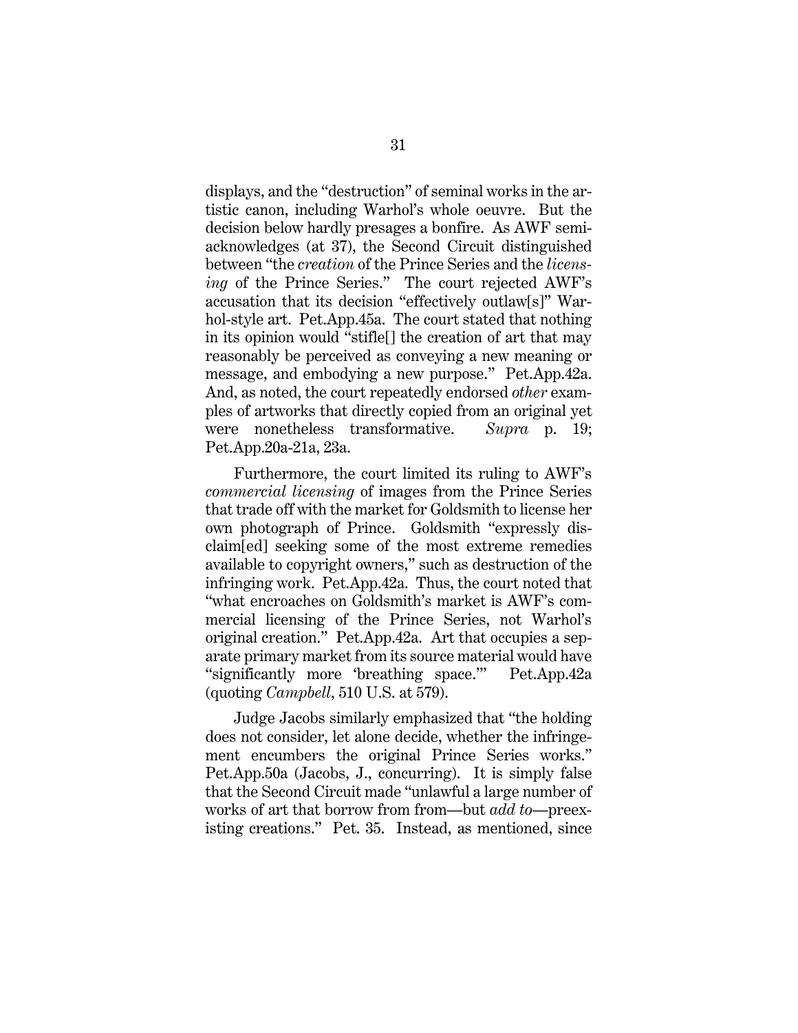displays, and the "destruction" of seminal works in the artistic canon, including Warhol's whole oeuvre. But the decision below hardly presages a bonfire. As AWF semi-acknowledges (at 37), the Second Circuit distinguished between "the *creation* of the Prince Series and the *licensing* of the Prince Series." The court rejected AWF's accusation that its decision "effectively outlaw[s]" Warhol-style art. Pet.App.45a. The court stated that nothing in its opinion would "stifle[] the creation of art that may reasonably be perceived as conveying a new meaning or message, and embodying a new purpose." Pet.App.42a. And, as noted, the court repeatedly endorsed *other* examples of artworks that directly copied from an original yet were nonetheless transformative. *Supra* p. 19; Pet.App.20a-21a, 23a.

Furthermore, the court limited its ruling to AWF's *commercial licensing* of images from the Prince Series that trade off with the market for Goldsmith to license her own photograph of Prince. Goldsmith "expressly disclaim[ed] seeking some of the most extreme remedies available to copyright owners," such as destruction of the infringing work. Pet.App.42a. Thus, the court noted that "what encroaches on Goldsmith's market is AWF's commercial licensing of the Prince Series, not Warhol's original creation." Pet.App.42a. Art that occupies a separate primary market from its source material would have "significantly more 'breathing space.'" Pet.App.42a (quoting *Campbell*, 510 U.S. at 579).

Judge Jacobs similarly emphasized that "the holding does not consider, let alone decide, whether the infringement encumbers the original Prince Series works." Pet.App.50a (Jacobs, J., concurring). It is simply false that the Second Circuit made "unlawful a large number of works of art that borrow from from—but *add to*—preexisting creations." Pet. 35. Instead, as mentioned, since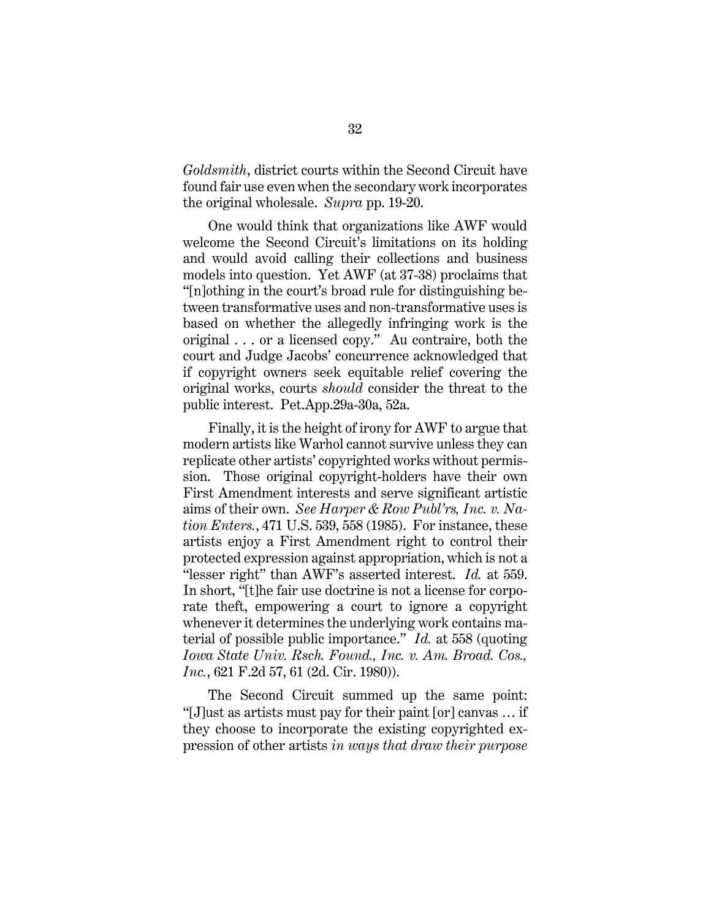*Goldsmith*, district courts within the Second Circuit have found fair use even when the secondary work incorporates the original wholesale. *Supra* pp. 19-20.

One would think that organizations like AWF would welcome the Second Circuit's limitations on its holding and would avoid calling their collections and business models into question. Yet AWF (at 37-38) proclaims that "[n]othing in the court's broad rule for distinguishing between transformative uses and non-transformative uses is based on whether the allegedly infringing work is the original . . . or a licensed copy." Au contraire, both the court and Judge Jacobs' concurrence acknowledged that if copyright owners seek equitable relief covering the original works, courts *should* consider the threat to the public interest. Pet.App.29a-30a, 52a.

Finally, it is the height of irony for AWF to argue that modern artists like Warhol cannot survive unless they can replicate other artists' copyrighted works without permission. Those original copyright-holders have their own First Amendment interests and serve significant artistic aims of their own. *See Harper & Row Publ'rs, Inc. v. Nation Enters.*, 471 U.S. 539, 558 (1985). For instance, these artists enjoy a First Amendment right to control their protected expression against appropriation, which is not a "lesser right" than AWF's asserted interest. *Id.* at 559. In short, "[t]he fair use doctrine is not a license for corporate theft, empowering a court to ignore a copyright whenever it determines the underlying work contains material of possible public importance." *Id.* at 558 (quoting *Iowa State Univ. Rsch. Found., Inc. v. Am. Broad. Cos., Inc.*, 621 F.2d 57, 61 (2d. Cir. 1980)).

The Second Circuit summed up the same point: "[J]ust as artists must pay for their paint [or] canvas … if they choose to incorporate the existing copyrighted expression of other artists *in ways that draw their purpose*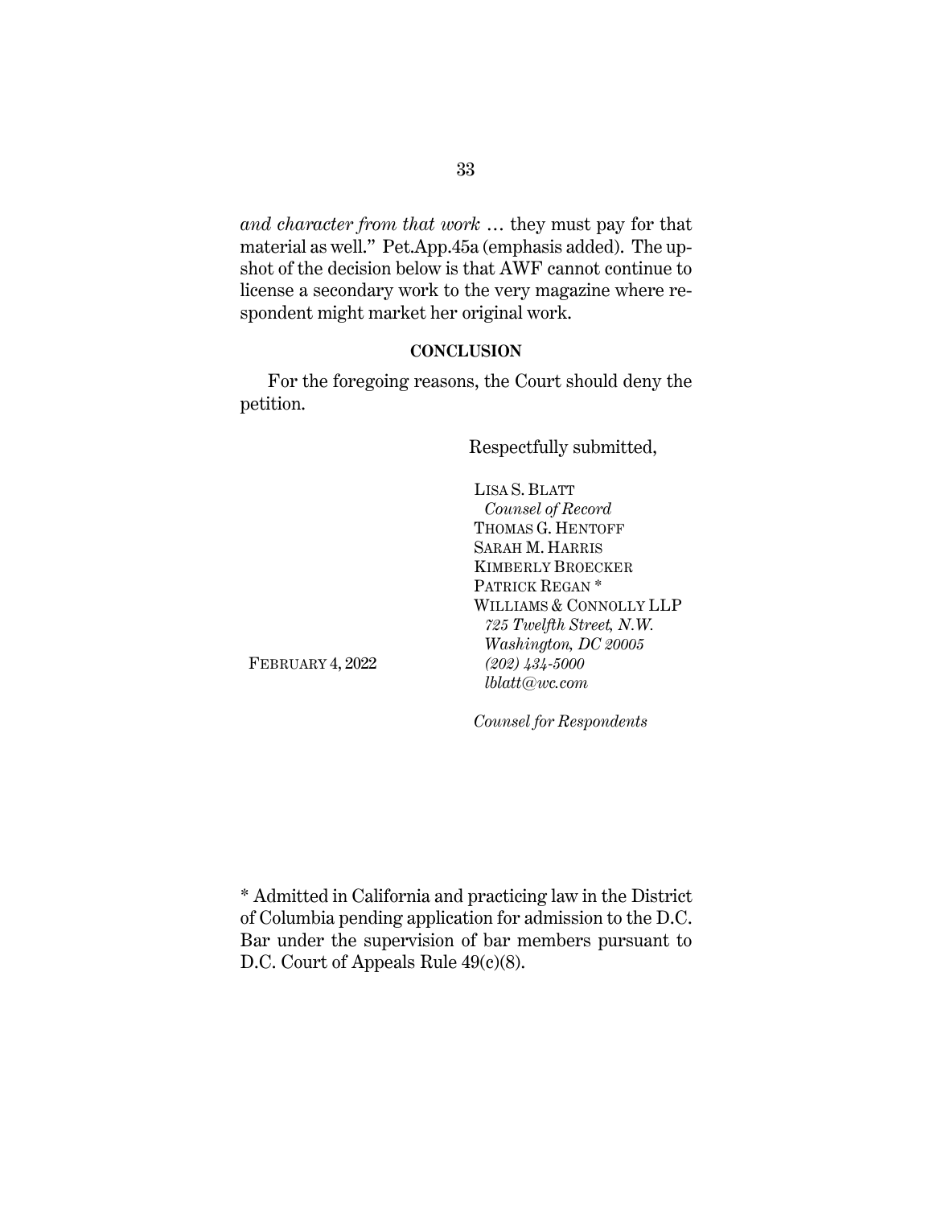*and character from that work* … they must pay for that material as well." Pet.App.45a (emphasis added). The upshot of the decision below is that AWF cannot continue to license a secondary work to the very magazine where respondent might market her original work.

## CONCLUSION

For the foregoing reasons, the Court should deny the petition.

Respectfully submitted,

LISA S. BLATT
*Counsel of Record*
THOMAS G. HENTOFF
SARAH M. HARRIS
KIMBERLY BROECKER
PATRICK REGAN *
WILLIAMS & CONNOLLY LLP
*725 Twelfth Street, N.W.*
*Washington, DC 20005*
*(202) 434-5000*
*lblatt@wc.com*

FEBRUARY 4, 2022

*Counsel for Respondents*

* Admitted in California and practicing law in the District of Columbia pending application for admission to the D.C. Bar under the supervision of bar members pursuant to D.C. Court of Appeals Rule 49(c)(8).